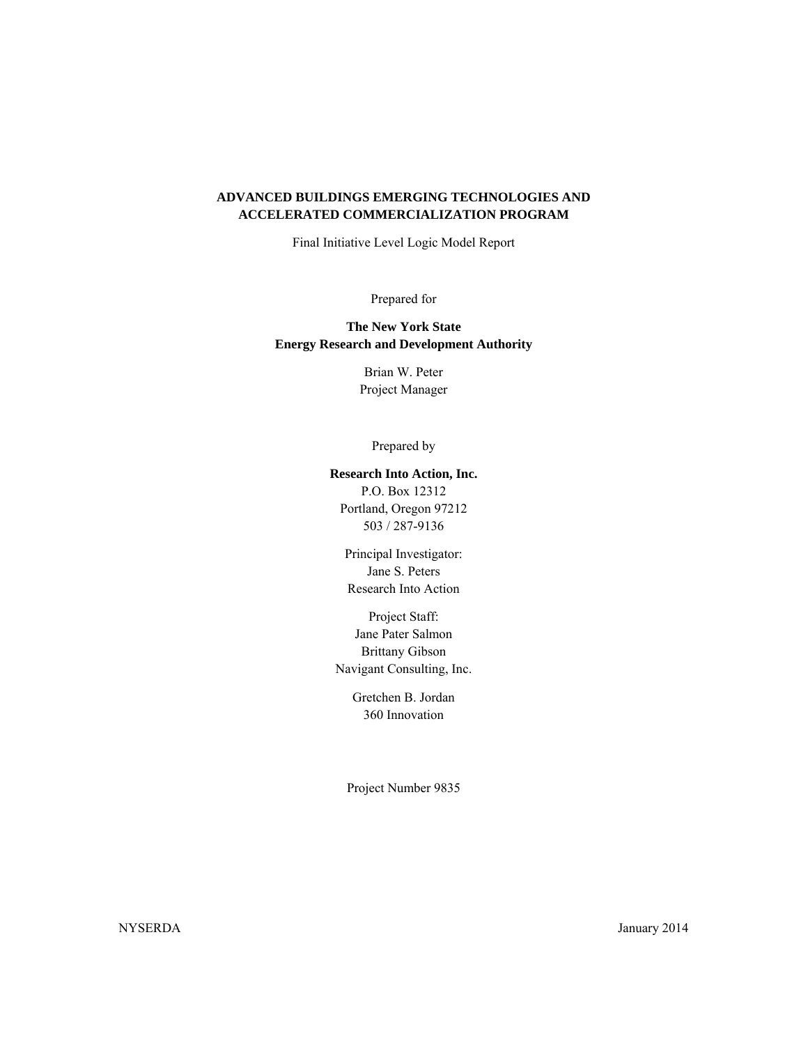# ADVANCED BUILDINGS EMERGING TECHNOLOGIES AND ACCELERATED COMMERCIALIZATION PROGRAM

Final Initiative Level Logic Model Report

Prepared for

**The New York State Energy Research and Development Authority**

Brian W. Peter
Project Manager

Prepared by

**Research Into Action, Inc.**
P.O. Box 12312
Portland, Oregon 97212
503 / 287-9136

Principal Investigator:
Jane S. Peters
Research Into Action

Project Staff:
Jane Pater Salmon
Brittany Gibson
Navigant Consulting, Inc.

Gretchen B. Jordan
360 Innovation

Project Number 9835

NYSERDA

January 2014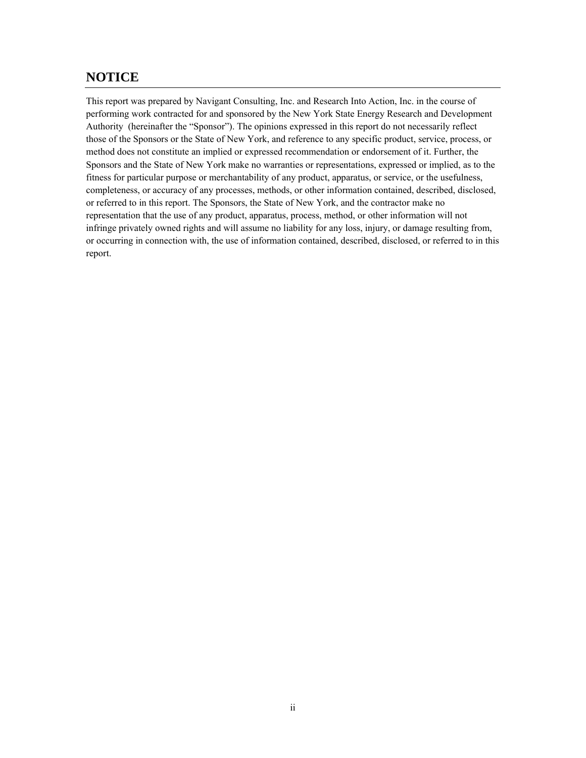## NOTICE

This report was prepared by Navigant Consulting, Inc. and Research Into Action, Inc. in the course of performing work contracted for and sponsored by the New York State Energy Research and Development Authority (hereinafter the "Sponsor"). The opinions expressed in this report do not necessarily reflect those of the Sponsors or the State of New York, and reference to any specific product, service, process, or method does not constitute an implied or expressed recommendation or endorsement of it. Further, the Sponsors and the State of New York make no warranties or representations, expressed or implied, as to the fitness for particular purpose or merchantability of any product, apparatus, or service, or the usefulness, completeness, or accuracy of any processes, methods, or other information contained, described, disclosed, or referred to in this report. The Sponsors, the State of New York, and the contractor make no representation that the use of any product, apparatus, process, method, or other information will not infringe privately owned rights and will assume no liability for any loss, injury, or damage resulting from, or occurring in connection with, the use of information contained, described, disclosed, or referred to in this report.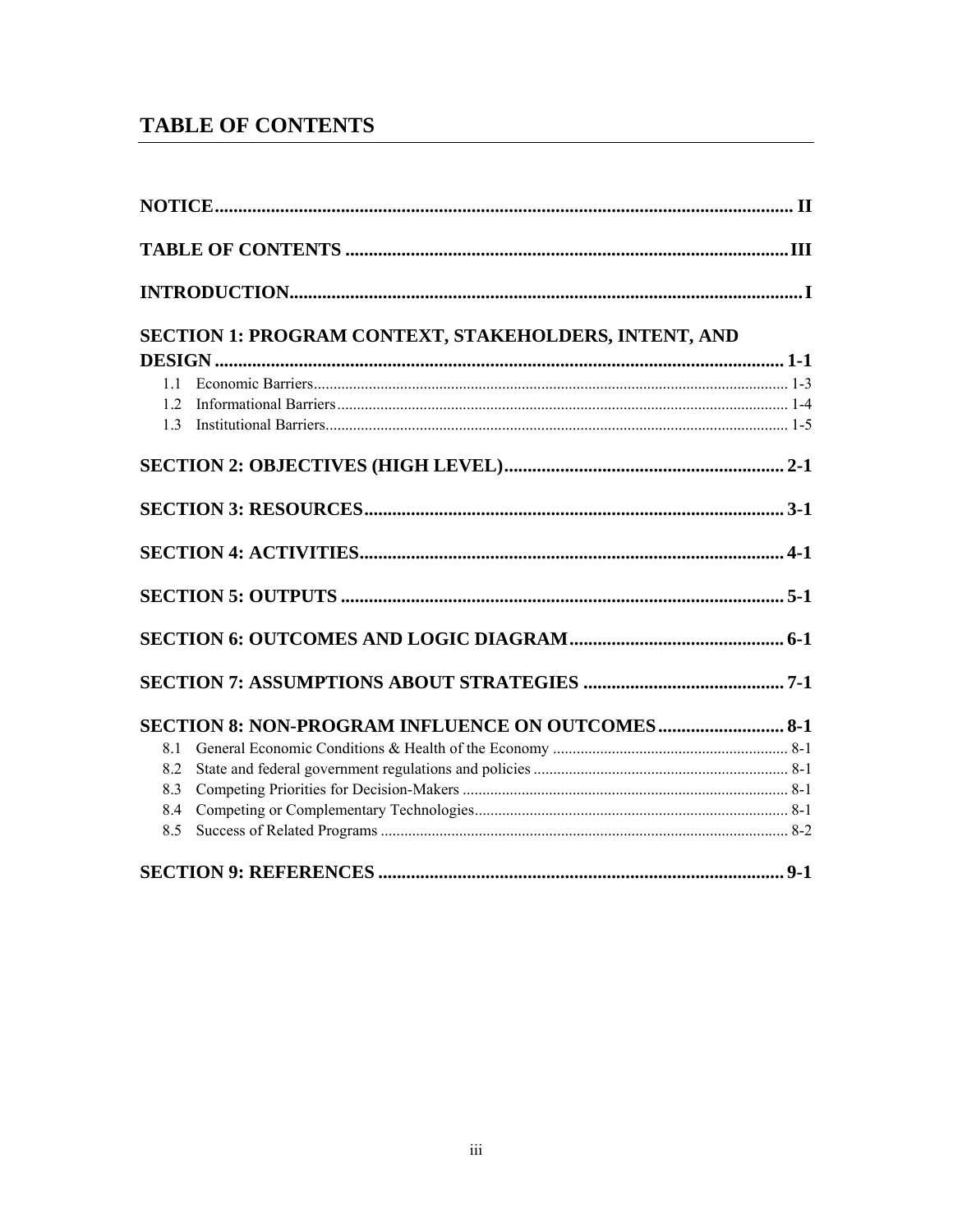# TABLE OF CONTENTS

**NOTICE** ..... II

**TABLE OF CONTENTS** ..... III

**INTRODUCTION** ..... I

**SECTION 1: PROGRAM CONTEXT, STAKEHOLDERS, INTENT, AND DESIGN** ..... 1-1

- 1.1 Economic Barriers ..... 1-3
- 1.2 Informational Barriers ..... 1-4
- 1.3 Institutional Barriers ..... 1-5

**SECTION 2: OBJECTIVES (HIGH LEVEL)** ..... 2-1

**SECTION 3: RESOURCES** ..... 3-1

**SECTION 4: ACTIVITIES** ..... 4-1

**SECTION 5: OUTPUTS** ..... 5-1

**SECTION 6: OUTCOMES AND LOGIC DIAGRAM** ..... 6-1

**SECTION 7: ASSUMPTIONS ABOUT STRATEGIES** ..... 7-1

**SECTION 8: NON-PROGRAM INFLUENCE ON OUTCOMES** ..... 8-1

- 8.1 General Economic Conditions & Health of the Economy ..... 8-1
- 8.2 State and federal government regulations and policies ..... 8-1
- 8.3 Competing Priorities for Decision-Makers ..... 8-1
- 8.4 Competing or Complementary Technologies ..... 8-1
- 8.5 Success of Related Programs ..... 8-2

**SECTION 9: REFERENCES** ..... 9-1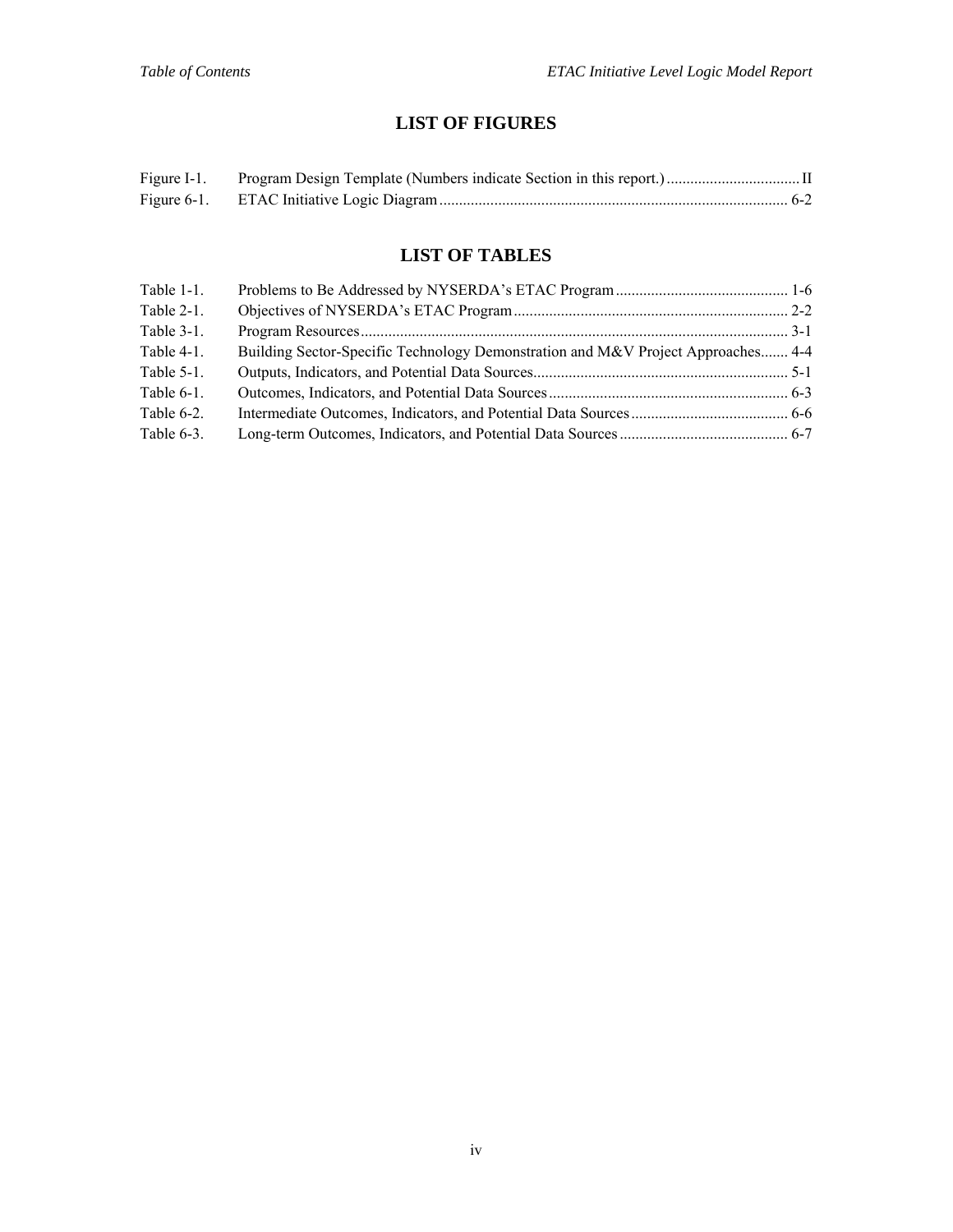# LIST OF FIGURES

Figure I-1. Program Design Template (Numbers indicate Section in this report.) .................................. II
Figure 6-1. ETAC Initiative Logic Diagram ......................................................................................... 6-2

# LIST OF TABLES

Table 1-1. Problems to Be Addressed by NYSERDA's ETAC Program ............................................ 1-6
Table 2-1. Objectives of NYSERDA's ETAC Program ..................................................................... 2-2
Table 3-1. Program Resources ............................................................................................................ 3-1
Table 4-1. Building Sector-Specific Technology Demonstration and M&V Project Approaches....... 4-4
Table 5-1. Outputs, Indicators, and Potential Data Sources................................................................. 5-1
Table 6-1. Outcomes, Indicators, and Potential Data Sources ............................................................. 6-3
Table 6-2. Intermediate Outcomes, Indicators, and Potential Data Sources ........................................ 6-6
Table 6-3. Long-term Outcomes, Indicators, and Potential Data Sources ........................................... 6-7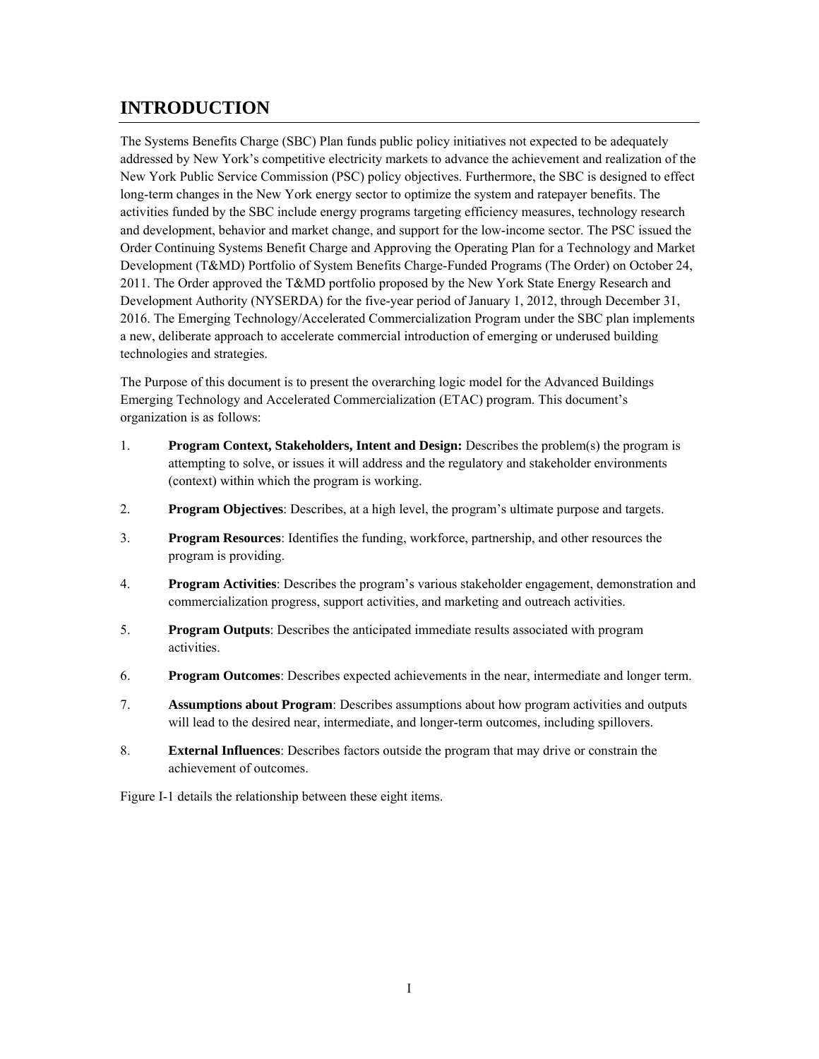# INTRODUCTION

The Systems Benefits Charge (SBC) Plan funds public policy initiatives not expected to be adequately addressed by New York's competitive electricity markets to advance the achievement and realization of the New York Public Service Commission (PSC) policy objectives. Furthermore, the SBC is designed to effect long-term changes in the New York energy sector to optimize the system and ratepayer benefits. The activities funded by the SBC include energy programs targeting efficiency measures, technology research and development, behavior and market change, and support for the low-income sector. The PSC issued the Order Continuing Systems Benefit Charge and Approving the Operating Plan for a Technology and Market Development (T&MD) Portfolio of System Benefits Charge-Funded Programs (The Order) on October 24, 2011. The Order approved the T&MD portfolio proposed by the New York State Energy Research and Development Authority (NYSERDA) for the five-year period of January 1, 2012, through December 31, 2016. The Emerging Technology/Accelerated Commercialization Program under the SBC plan implements a new, deliberate approach to accelerate commercial introduction of emerging or underused building technologies and strategies.

The Purpose of this document is to present the overarching logic model for the Advanced Buildings Emerging Technology and Accelerated Commercialization (ETAC) program. This document's organization is as follows:

1. **Program Context, Stakeholders, Intent and Design:** Describes the problem(s) the program is attempting to solve, or issues it will address and the regulatory and stakeholder environments (context) within which the program is working.
2. **Program Objectives**: Describes, at a high level, the program's ultimate purpose and targets.
3. **Program Resources**: Identifies the funding, workforce, partnership, and other resources the program is providing.
4. **Program Activities**: Describes the program's various stakeholder engagement, demonstration and commercialization progress, support activities, and marketing and outreach activities.
5. **Program Outputs**: Describes the anticipated immediate results associated with program activities.
6. **Program Outcomes**: Describes expected achievements in the near, intermediate and longer term.
7. **Assumptions about Program**: Describes assumptions about how program activities and outputs will lead to the desired near, intermediate, and longer-term outcomes, including spillovers.
8. **External Influences**: Describes factors outside the program that may drive or constrain the achievement of outcomes.

Figure I-1 details the relationship between these eight items.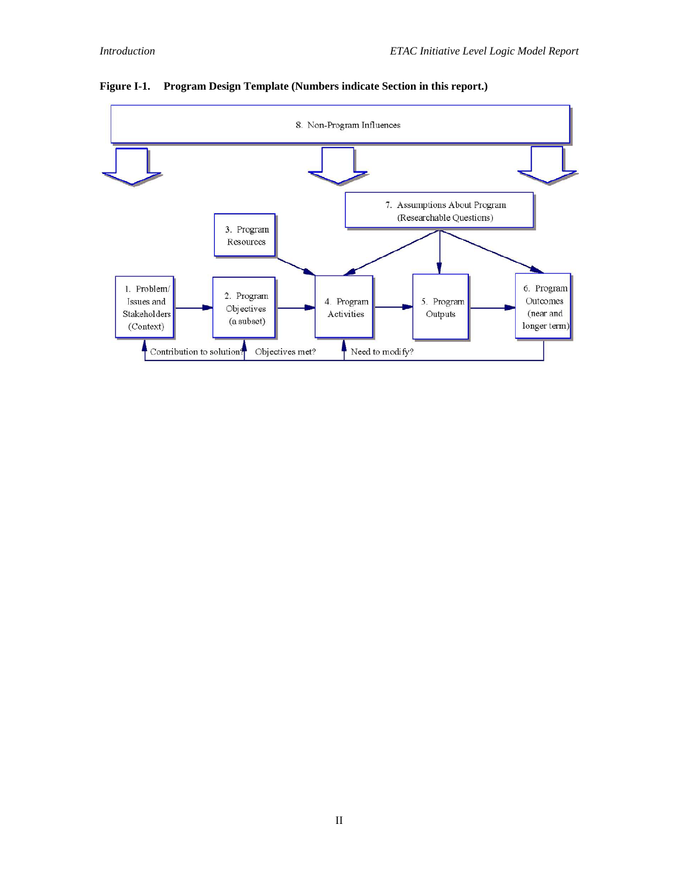**Figure I-1. Program Design Template (Numbers indicate Section in this report.)**

8. Non-Program Influences

7. Assumptions About Program (Researchable Questions)

3. Program Resources

1. Problem/ Issues and Stakeholders (Context)

2. Program Objectives (a subset)

4. Program Activities

5. Program Outputs

6. Program Outcomes (near and longer term)

Contribution to solution?

Objectives met?

Need to modify?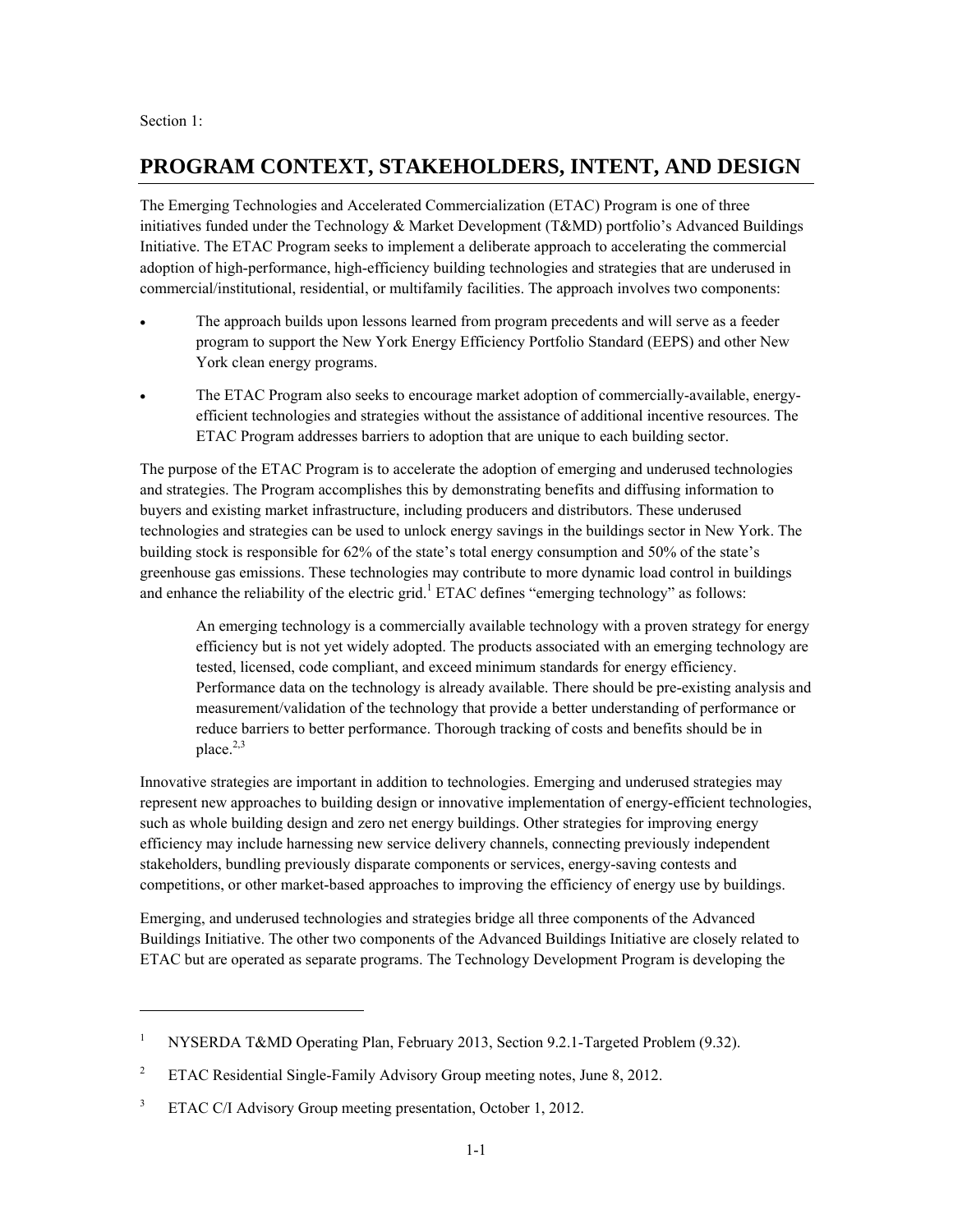Section 1:

# PROGRAM CONTEXT, STAKEHOLDERS, INTENT, AND DESIGN

The Emerging Technologies and Accelerated Commercialization (ETAC) Program is one of three initiatives funded under the Technology & Market Development (T&MD) portfolio's Advanced Buildings Initiative. The ETAC Program seeks to implement a deliberate approach to accelerating the commercial adoption of high-performance, high-efficiency building technologies and strategies that are underused in commercial/institutional, residential, or multifamily facilities. The approach involves two components:

- The approach builds upon lessons learned from program precedents and will serve as a feeder program to support the New York Energy Efficiency Portfolio Standard (EEPS) and other New York clean energy programs.
- The ETAC Program also seeks to encourage market adoption of commercially-available, energy-efficient technologies and strategies without the assistance of additional incentive resources. The ETAC Program addresses barriers to adoption that are unique to each building sector.

The purpose of the ETAC Program is to accelerate the adoption of emerging and underused technologies and strategies. The Program accomplishes this by demonstrating benefits and diffusing information to buyers and existing market infrastructure, including producers and distributors. These underused technologies and strategies can be used to unlock energy savings in the buildings sector in New York. The building stock is responsible for 62% of the state's total energy consumption and 50% of the state's greenhouse gas emissions. These technologies may contribute to more dynamic load control in buildings and enhance the reliability of the electric grid.[1] ETAC defines "emerging technology" as follows:

> An emerging technology is a commercially available technology with a proven strategy for energy efficiency but is not yet widely adopted. The products associated with an emerging technology are tested, licensed, code compliant, and exceed minimum standards for energy efficiency. Performance data on the technology is already available. There should be pre-existing analysis and measurement/validation of the technology that provide a better understanding of performance or reduce barriers to better performance. Thorough tracking of costs and benefits should be in place.[2,3]

Innovative strategies are important in addition to technologies. Emerging and underused strategies may represent new approaches to building design or innovative implementation of energy-efficient technologies, such as whole building design and zero net energy buildings. Other strategies for improving energy efficiency may include harnessing new service delivery channels, connecting previously independent stakeholders, bundling previously disparate components or services, energy-saving contests and competitions, or other market-based approaches to improving the efficiency of energy use by buildings.

Emerging, and underused technologies and strategies bridge all three components of the Advanced Buildings Initiative. The other two components of the Advanced Buildings Initiative are closely related to ETAC but are operated as separate programs. The Technology Development Program is developing the

---

[1] NYSERDA T&MD Operating Plan, February 2013, Section 9.2.1-Targeted Problem (9.32).

[2] ETAC Residential Single-Family Advisory Group meeting notes, June 8, 2012.

[3] ETAC C/I Advisory Group meeting presentation, October 1, 2012.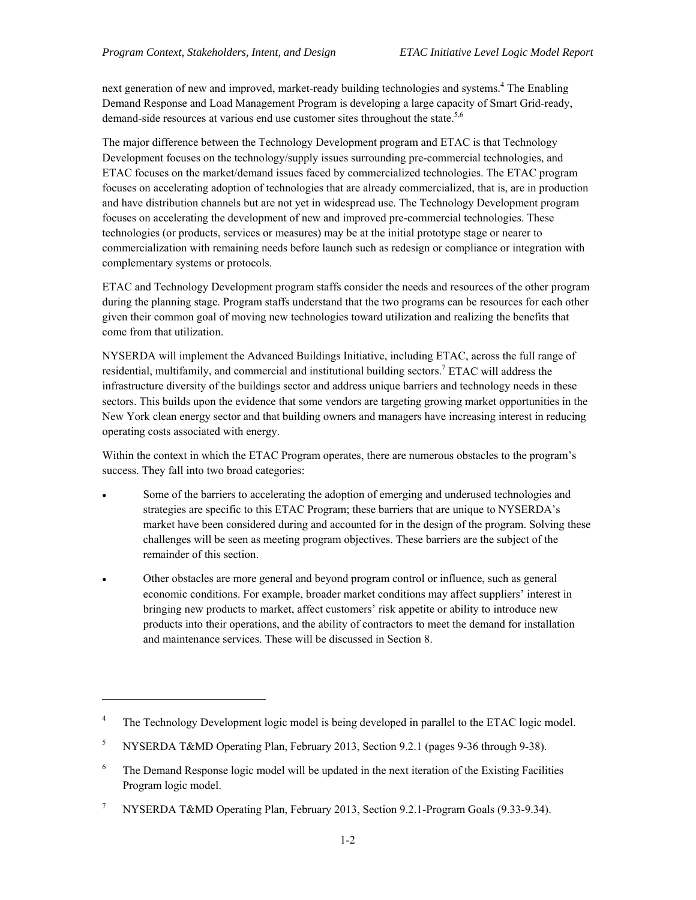next generation of new and improved, market-ready building technologies and systems.[4] The Enabling Demand Response and Load Management Program is developing a large capacity of Smart Grid-ready, demand-side resources at various end use customer sites throughout the state.[5,6]

The major difference between the Technology Development program and ETAC is that Technology Development focuses on the technology/supply issues surrounding pre-commercial technologies, and ETAC focuses on the market/demand issues faced by commercialized technologies. The ETAC program focuses on accelerating adoption of technologies that are already commercialized, that is, are in production and have distribution channels but are not yet in widespread use. The Technology Development program focuses on accelerating the development of new and improved pre-commercial technologies. These technologies (or products, services or measures) may be at the initial prototype stage or nearer to commercialization with remaining needs before launch such as redesign or compliance or integration with complementary systems or protocols.

ETAC and Technology Development program staffs consider the needs and resources of the other program during the planning stage. Program staffs understand that the two programs can be resources for each other given their common goal of moving new technologies toward utilization and realizing the benefits that come from that utilization.

NYSERDA will implement the Advanced Buildings Initiative, including ETAC, across the full range of residential, multifamily, and commercial and institutional building sectors.[7] ETAC will address the infrastructure diversity of the buildings sector and address unique barriers and technology needs in these sectors. This builds upon the evidence that some vendors are targeting growing market opportunities in the New York clean energy sector and that building owners and managers have increasing interest in reducing operating costs associated with energy.

Within the context in which the ETAC Program operates, there are numerous obstacles to the program's success. They fall into two broad categories:

- Some of the barriers to accelerating the adoption of emerging and underused technologies and strategies are specific to this ETAC Program; these barriers that are unique to NYSERDA's market have been considered during and accounted for in the design of the program. Solving these challenges will be seen as meeting program objectives. These barriers are the subject of the remainder of this section.
- Other obstacles are more general and beyond program control or influence, such as general economic conditions. For example, broader market conditions may affect suppliers' interest in bringing new products to market, affect customers' risk appetite or ability to introduce new products into their operations, and the ability of contractors to meet the demand for installation and maintenance services. These will be discussed in Section 8.

---

[4] The Technology Development logic model is being developed in parallel to the ETAC logic model.

[5] NYSERDA T&MD Operating Plan, February 2013, Section 9.2.1 (pages 9-36 through 9-38).

[6] The Demand Response logic model will be updated in the next iteration of the Existing Facilities Program logic model.

[7] NYSERDA T&MD Operating Plan, February 2013, Section 9.2.1-Program Goals (9.33-9.34).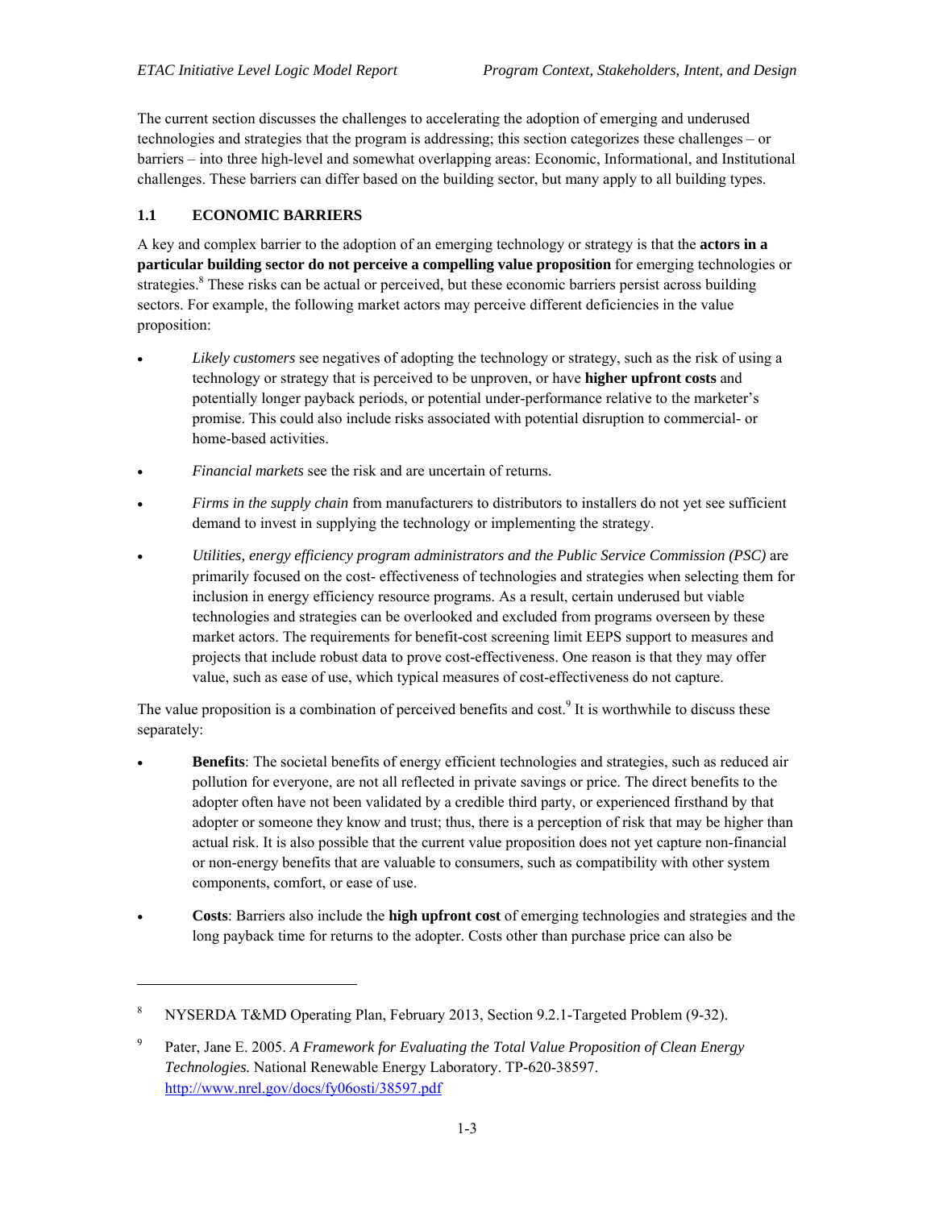The current section discusses the challenges to accelerating the adoption of emerging and underused technologies and strategies that the program is addressing; this section categorizes these challenges – or barriers – into three high-level and somewhat overlapping areas: Economic, Informational, and Institutional challenges. These barriers can differ based on the building sector, but many apply to all building types.

## 1.1 ECONOMIC BARRIERS

A key and complex barrier to the adoption of an emerging technology or strategy is that the **actors in a particular building sector do not perceive a compelling value proposition** for emerging technologies or strategies.[8] These risks can be actual or perceived, but these economic barriers persist across building sectors. For example, the following market actors may perceive different deficiencies in the value proposition:

- *Likely customers* see negatives of adopting the technology or strategy, such as the risk of using a technology or strategy that is perceived to be unproven, or have **higher upfront costs** and potentially longer payback periods, or potential under-performance relative to the marketer's promise. This could also include risks associated with potential disruption to commercial- or home-based activities.
- *Financial markets* see the risk and are uncertain of returns.
- *Firms in the supply chain* from manufacturers to distributors to installers do not yet see sufficient demand to invest in supplying the technology or implementing the strategy.
- *Utilities, energy efficiency program administrators and the Public Service Commission (PSC)* are primarily focused on the cost- effectiveness of technologies and strategies when selecting them for inclusion in energy efficiency resource programs. As a result, certain underused but viable technologies and strategies can be overlooked and excluded from programs overseen by these market actors. The requirements for benefit-cost screening limit EEPS support to measures and projects that include robust data to prove cost-effectiveness. One reason is that they may offer value, such as ease of use, which typical measures of cost-effectiveness do not capture.

The value proposition is a combination of perceived benefits and cost.[9] It is worthwhile to discuss these separately:

- **Benefits**: The societal benefits of energy efficient technologies and strategies, such as reduced air pollution for everyone, are not all reflected in private savings or price. The direct benefits to the adopter often have not been validated by a credible third party, or experienced firsthand by that adopter or someone they know and trust; thus, there is a perception of risk that may be higher than actual risk. It is also possible that the current value proposition does not yet capture non-financial or non-energy benefits that are valuable to consumers, such as compatibility with other system components, comfort, or ease of use.
- **Costs**: Barriers also include the **high upfront cost** of emerging technologies and strategies and the long payback time for returns to the adopter. Costs other than purchase price can also be

---

[8] NYSERDA T&MD Operating Plan, February 2013, Section 9.2.1-Targeted Problem (9-32).

[9] Pater, Jane E. 2005. *A Framework for Evaluating the Total Value Proposition of Clean Energy Technologies.* National Renewable Energy Laboratory. TP-620-38597. http://www.nrel.gov/docs/fy06osti/38597.pdf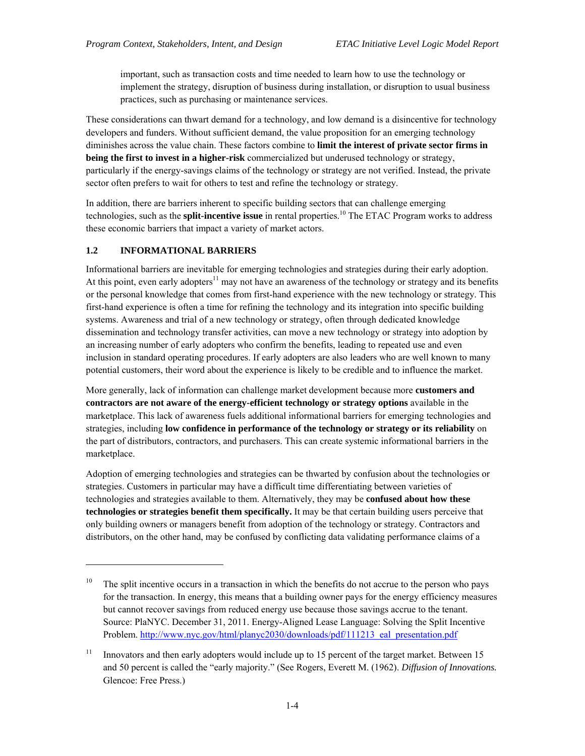important, such as transaction costs and time needed to learn how to use the technology or implement the strategy, disruption of business during installation, or disruption to usual business practices, such as purchasing or maintenance services.

These considerations can thwart demand for a technology, and low demand is a disincentive for technology developers and funders. Without sufficient demand, the value proposition for an emerging technology diminishes across the value chain. These factors combine to **limit the interest of private sector firms in being the first to invest in a higher-risk** commercialized but underused technology or strategy, particularly if the energy-savings claims of the technology or strategy are not verified. Instead, the private sector often prefers to wait for others to test and refine the technology or strategy.

In addition, there are barriers inherent to specific building sectors that can challenge emerging technologies, such as the **split-incentive issue** in rental properties.[10] The ETAC Program works to address these economic barriers that impact a variety of market actors.

### 1.2 INFORMATIONAL BARRIERS

Informational barriers are inevitable for emerging technologies and strategies during their early adoption. At this point, even early adopters[11] may not have an awareness of the technology or strategy and its benefits or the personal knowledge that comes from first-hand experience with the new technology or strategy. This first-hand experience is often a time for refining the technology and its integration into specific building systems. Awareness and trial of a new technology or strategy, often through dedicated knowledge dissemination and technology transfer activities, can move a new technology or strategy into adoption by an increasing number of early adopters who confirm the benefits, leading to repeated use and even inclusion in standard operating procedures. If early adopters are also leaders who are well known to many potential customers, their word about the experience is likely to be credible and to influence the market.

More generally, lack of information can challenge market development because more **customers and contractors are not aware of the energy-efficient technology or strategy options** available in the marketplace. This lack of awareness fuels additional informational barriers for emerging technologies and strategies, including **low confidence in performance of the technology or strategy or its reliability** on the part of distributors, contractors, and purchasers. This can create systemic informational barriers in the marketplace.

Adoption of emerging technologies and strategies can be thwarted by confusion about the technologies or strategies. Customers in particular may have a difficult time differentiating between varieties of technologies and strategies available to them. Alternatively, they may be **confused about how these technologies or strategies benefit them specifically.** It may be that certain building users perceive that only building owners or managers benefit from adoption of the technology or strategy. Contractors and distributors, on the other hand, may be confused by conflicting data validating performance claims of a

---

[10] The split incentive occurs in a transaction in which the benefits do not accrue to the person who pays for the transaction. In energy, this means that a building owner pays for the energy efficiency measures but cannot recover savings from reduced energy use because those savings accrue to the tenant. Source: PlaNYC. December 31, 2011. Energy-Aligned Lease Language: Solving the Split Incentive Problem. http://www.nyc.gov/html/planyc2030/downloads/pdf/111213_eal_presentation.pdf

[11] Innovators and then early adopters would include up to 15 percent of the target market. Between 15 and 50 percent is called the "early majority." (See Rogers, Everett M. (1962). *Diffusion of Innovations.* Glencoe: Free Press.)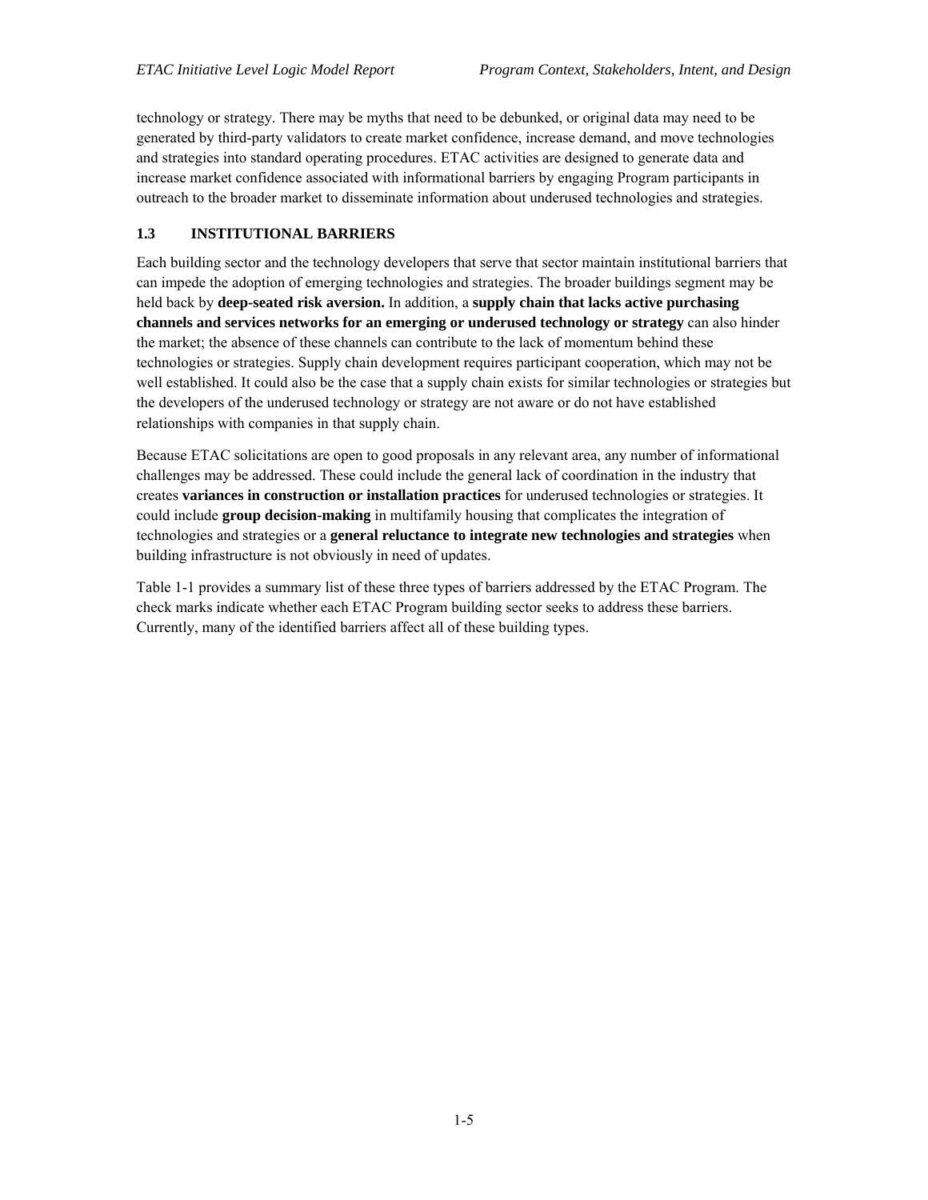technology or strategy. There may be myths that need to be debunked, or original data may need to be generated by third-party validators to create market confidence, increase demand, and move technologies and strategies into standard operating procedures. ETAC activities are designed to generate data and increase market confidence associated with informational barriers by engaging Program participants in outreach to the broader market to disseminate information about underused technologies and strategies.

## 1.3 INSTITUTIONAL BARRIERS

Each building sector and the technology developers that serve that sector maintain institutional barriers that can impede the adoption of emerging technologies and strategies. The broader buildings segment may be held back by **deep-seated risk aversion.** In addition, a **supply chain that lacks active purchasing channels and services networks for an emerging or underused technology or strategy** can also hinder the market; the absence of these channels can contribute to the lack of momentum behind these technologies or strategies. Supply chain development requires participant cooperation, which may not be well established. It could also be the case that a supply chain exists for similar technologies or strategies but the developers of the underused technology or strategy are not aware or do not have established relationships with companies in that supply chain.

Because ETAC solicitations are open to good proposals in any relevant area, any number of informational challenges may be addressed. These could include the general lack of coordination in the industry that creates **variances in construction or installation practices** for underused technologies or strategies. It could include **group decision-making** in multifamily housing that complicates the integration of technologies and strategies or a **general reluctance to integrate new technologies and strategies** when building infrastructure is not obviously in need of updates.

Table 1-1 provides a summary list of these three types of barriers addressed by the ETAC Program. The check marks indicate whether each ETAC Program building sector seeks to address these barriers. Currently, many of the identified barriers affect all of these building types.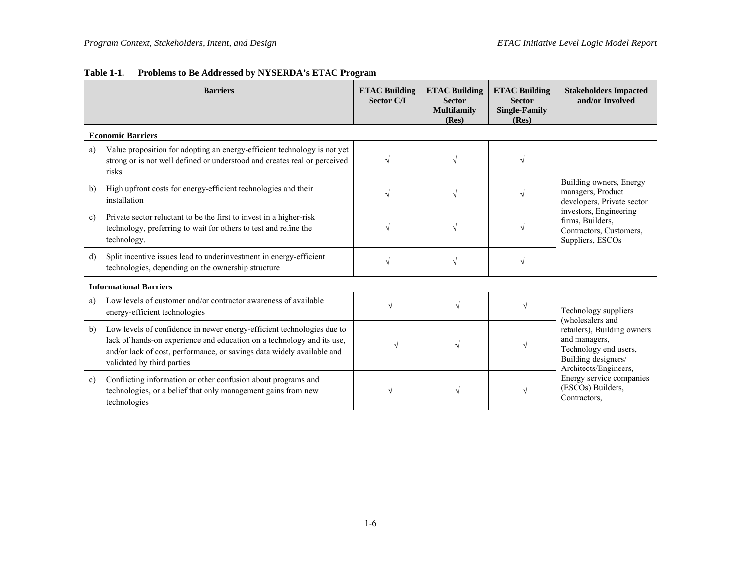**Table 1-1. Problems to Be Addressed by NYSERDA's ETAC Program**

| Barriers | ETAC Building Sector C/I | ETAC Building Sector Multifamily (Res) | ETAC Building Sector Single-Family (Res) | Stakeholders Impacted and/or Involved |
|---|---|---|---|---|
| **Economic Barriers** | | | | |
| a) Value proposition for adopting an energy-efficient technology is not yet strong or is not well defined or understood and creates real or perceived risks | √ | √ | √ | Building owners, Energy managers, Product developers, Private sector investors, Engineering firms, Builders, Contractors, Customers, Suppliers, ESCOs |
| b) High upfront costs for energy-efficient technologies and their installation | √ | √ | √ | |
| c) Private sector reluctant to be the first to invest in a higher-risk technology, preferring to wait for others to test and refine the technology. | √ | √ | √ | |
| d) Split incentive issues lead to underinvestment in energy-efficient technologies, depending on the ownership structure | √ | √ | √ | |
| **Informational Barriers** | | | | |
| a) Low levels of customer and/or contractor awareness of available energy-efficient technologies | √ | √ | √ | Technology suppliers (wholesalers and retailers), Building owners and managers, Technology end users, Building designers/ Architects/Engineers, Energy service companies (ESCOs) Builders, Contractors, |
| b) Low levels of confidence in newer energy-efficient technologies due to lack of hands-on experience and education on a technology and its use, and/or lack of cost, performance, or savings data widely available and validated by third parties | √ | √ | √ | |
| c) Conflicting information or other confusion about programs and technologies, or a belief that only management gains from new technologies | √ | √ | √ | |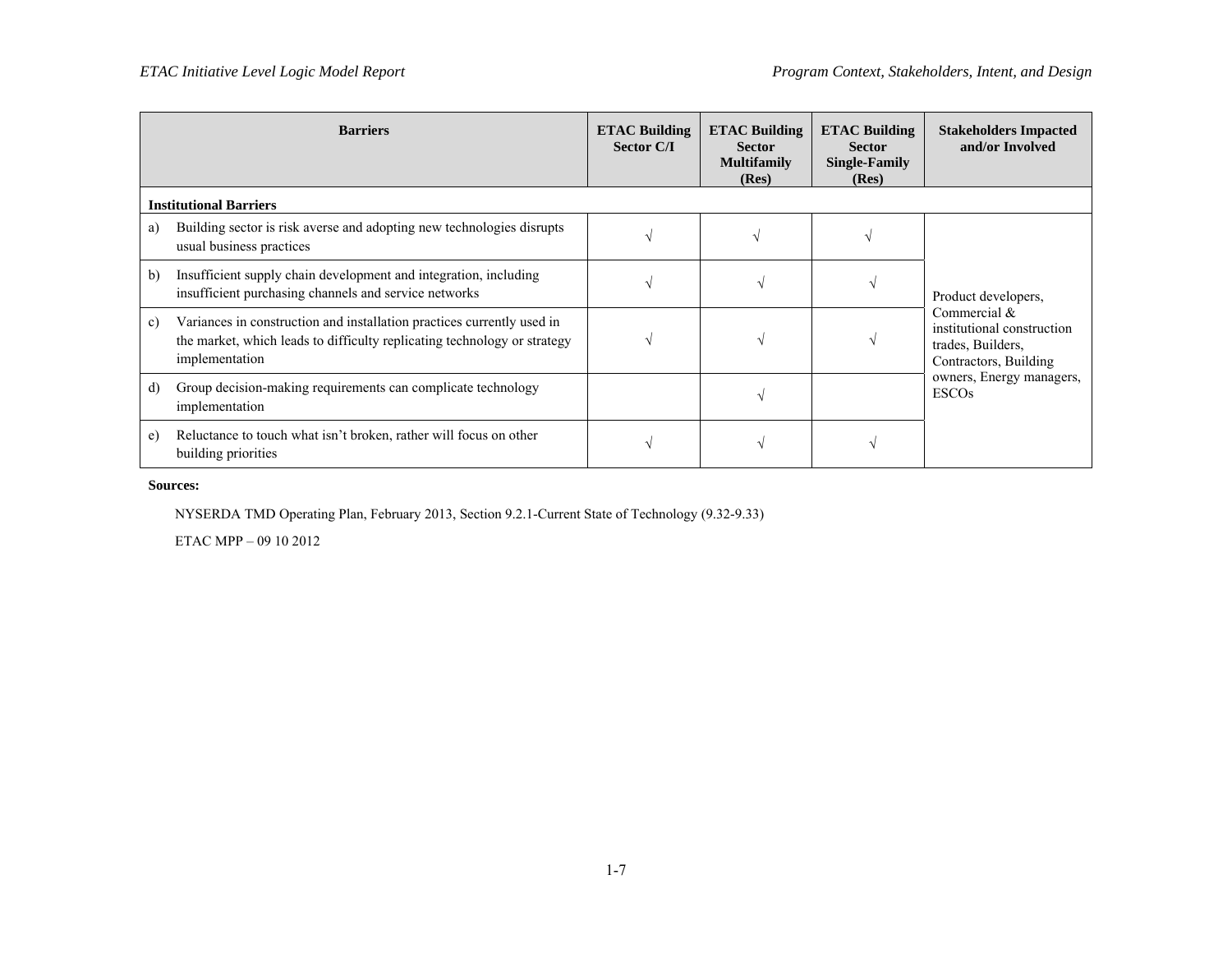| Barriers | ETAC Building Sector C/I | ETAC Building Sector Multifamily (Res) | ETAC Building Sector Single-Family (Res) | Stakeholders Impacted and/or Involved |
|---|---|---|---|---|
| **Institutional Barriers** | | | | |
| a) Building sector is risk averse and adopting new technologies disrupts usual business practices | √ | √ | √ | Product developers, Commercial & institutional construction trades, Builders, Contractors, Building owners, Energy managers, ESCOs |
| b) Insufficient supply chain development and integration, including insufficient purchasing channels and service networks | √ | √ | √ | |
| c) Variances in construction and installation practices currently used in the market, which leads to difficulty replicating technology or strategy implementation | √ | √ | √ | |
| d) Group decision-making requirements can complicate technology implementation | | √ | | |
| e) Reluctance to touch what isn't broken, rather will focus on other building priorities | √ | √ | √ | |

**Sources:**

NYSERDA TMD Operating Plan, February 2013, Section 9.2.1-Current State of Technology (9.32-9.33)

ETAC MPP – 09 10 2012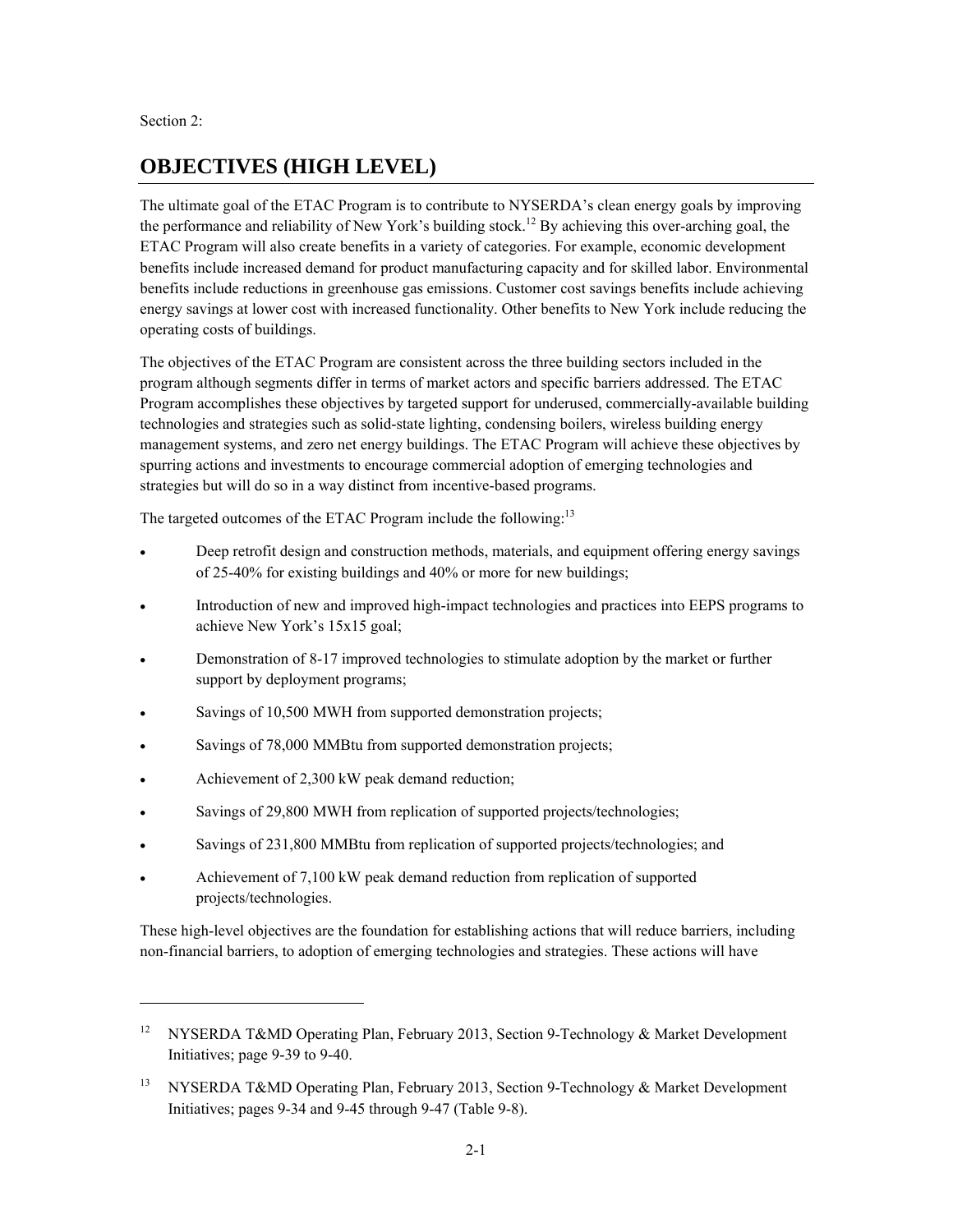Section 2:

# OBJECTIVES (HIGH LEVEL)

The ultimate goal of the ETAC Program is to contribute to NYSERDA's clean energy goals by improving the performance and reliability of New York's building stock.[12] By achieving this over-arching goal, the ETAC Program will also create benefits in a variety of categories. For example, economic development benefits include increased demand for product manufacturing capacity and for skilled labor. Environmental benefits include reductions in greenhouse gas emissions. Customer cost savings benefits include achieving energy savings at lower cost with increased functionality. Other benefits to New York include reducing the operating costs of buildings.

The objectives of the ETAC Program are consistent across the three building sectors included in the program although segments differ in terms of market actors and specific barriers addressed. The ETAC Program accomplishes these objectives by targeted support for underused, commercially-available building technologies and strategies such as solid-state lighting, condensing boilers, wireless building energy management systems, and zero net energy buildings. The ETAC Program will achieve these objectives by spurring actions and investments to encourage commercial adoption of emerging technologies and strategies but will do so in a way distinct from incentive-based programs.

The targeted outcomes of the ETAC Program include the following:[13]

- Deep retrofit design and construction methods, materials, and equipment offering energy savings of 25-40% for existing buildings and 40% or more for new buildings;
- Introduction of new and improved high-impact technologies and practices into EEPS programs to achieve New York's 15x15 goal;
- Demonstration of 8-17 improved technologies to stimulate adoption by the market or further support by deployment programs;
- Savings of 10,500 MWH from supported demonstration projects;
- Savings of 78,000 MMBtu from supported demonstration projects;
- Achievement of 2,300 kW peak demand reduction;
- Savings of 29,800 MWH from replication of supported projects/technologies;
- Savings of 231,800 MMBtu from replication of supported projects/technologies; and
- Achievement of 7,100 kW peak demand reduction from replication of supported projects/technologies.

These high-level objectives are the foundation for establishing actions that will reduce barriers, including non-financial barriers, to adoption of emerging technologies and strategies. These actions will have

[12] NYSERDA T&MD Operating Plan, February 2013, Section 9-Technology & Market Development Initiatives; page 9-39 to 9-40.

[13] NYSERDA T&MD Operating Plan, February 2013, Section 9-Technology & Market Development Initiatives; pages 9-34 and 9-45 through 9-47 (Table 9-8).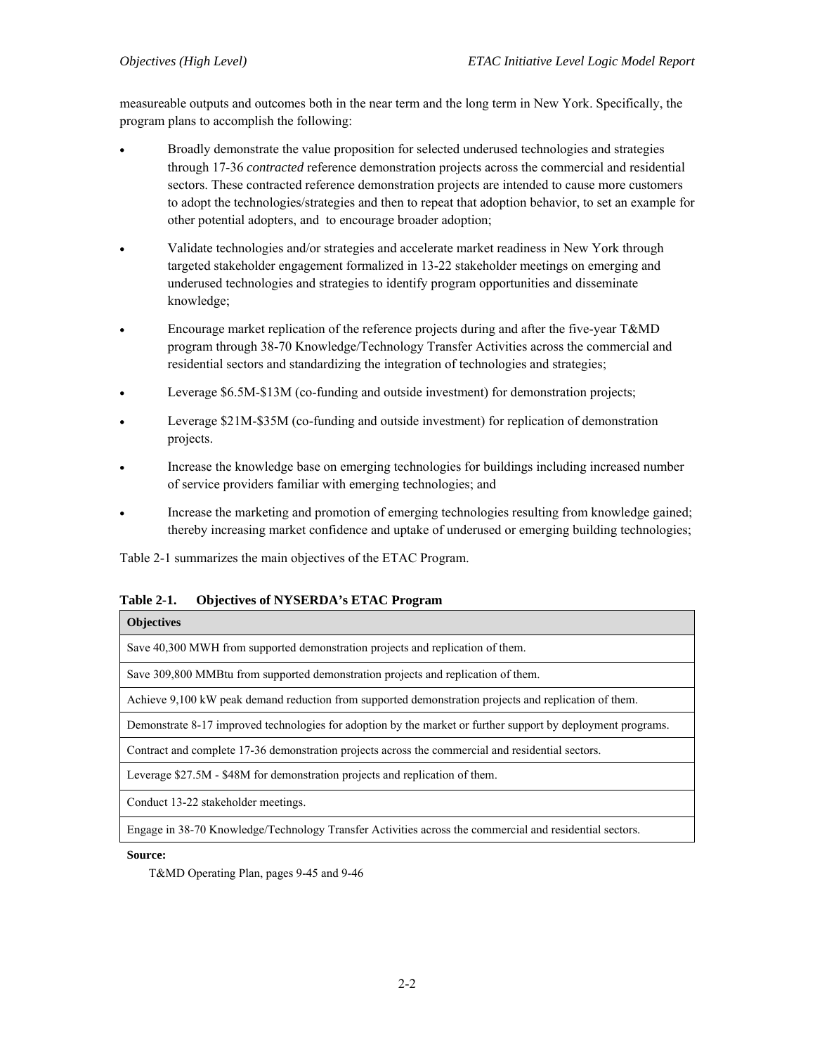measureable outputs and outcomes both in the near term and the long term in New York. Specifically, the program plans to accomplish the following:

- Broadly demonstrate the value proposition for selected underused technologies and strategies through 17-36 *contracted* reference demonstration projects across the commercial and residential sectors. These contracted reference demonstration projects are intended to cause more customers to adopt the technologies/strategies and then to repeat that adoption behavior, to set an example for other potential adopters, and to encourage broader adoption;
- Validate technologies and/or strategies and accelerate market readiness in New York through targeted stakeholder engagement formalized in 13-22 stakeholder meetings on emerging and underused technologies and strategies to identify program opportunities and disseminate knowledge;
- Encourage market replication of the reference projects during and after the five-year T&MD program through 38-70 Knowledge/Technology Transfer Activities across the commercial and residential sectors and standardizing the integration of technologies and strategies;
- Leverage $6.5M-$13M (co-funding and outside investment) for demonstration projects;
- Leverage $21M-$35M (co-funding and outside investment) for replication of demonstration projects.
- Increase the knowledge base on emerging technologies for buildings including increased number of service providers familiar with emerging technologies; and
- Increase the marketing and promotion of emerging technologies resulting from knowledge gained; thereby increasing market confidence and uptake of underused or emerging building technologies;

Table 2-1 summarizes the main objectives of the ETAC Program.

**Table 2-1. Objectives of NYSERDA's ETAC Program**

| Objectives |
|---|
| Save 40,300 MWH from supported demonstration projects and replication of them. |
| Save 309,800 MMBtu from supported demonstration projects and replication of them. |
| Achieve 9,100 kW peak demand reduction from supported demonstration projects and replication of them. |
| Demonstrate 8-17 improved technologies for adoption by the market or further support by deployment programs. |
| Contract and complete 17-36 demonstration projects across the commercial and residential sectors. |
| Leverage $27.5M - $48M for demonstration projects and replication of them. |
| Conduct 13-22 stakeholder meetings. |
| Engage in 38-70 Knowledge/Technology Transfer Activities across the commercial and residential sectors. |

**Source:**

T&MD Operating Plan, pages 9-45 and 9-46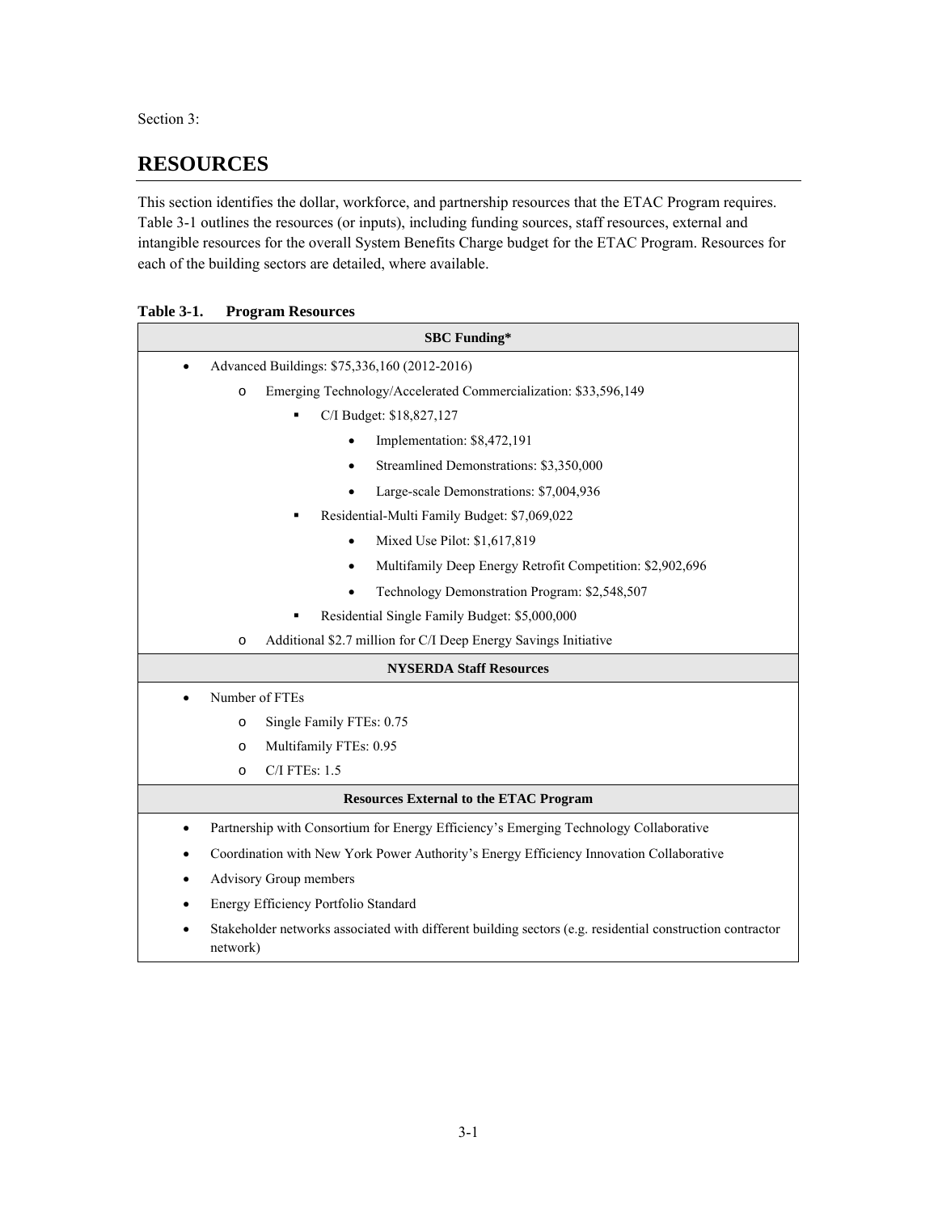Section 3:

# RESOURCES

This section identifies the dollar, workforce, and partnership resources that the ETAC Program requires. Table 3-1 outlines the resources (or inputs), including funding sources, staff resources, external and intangible resources for the overall System Benefits Charge budget for the ETAC Program. Resources for each of the building sectors are detailed, where available.

**Table 3-1. Program Resources**

**SBC Funding***

- Advanced Buildings: $75,336,160 (2012-2016)
  - Emerging Technology/Accelerated Commercialization: $33,596,149
    - C/I Budget: $18,827,127
      - Implementation: $8,472,191
      - Streamlined Demonstrations: $3,350,000
      - Large-scale Demonstrations: $7,004,936
    - Residential-Multi Family Budget: $7,069,022
      - Mixed Use Pilot: $1,617,819
      - Multifamily Deep Energy Retrofit Competition: $2,902,696
      - Technology Demonstration Program: $2,548,507
    - Residential Single Family Budget: $5,000,000
  - Additional $2.7 million for C/I Deep Energy Savings Initiative

**NYSERDA Staff Resources**

- Number of FTEs
  - Single Family FTEs: 0.75
  - Multifamily FTEs: 0.95
  - C/I FTEs: 1.5

**Resources External to the ETAC Program**

- Partnership with Consortium for Energy Efficiency's Emerging Technology Collaborative
- Coordination with New York Power Authority's Energy Efficiency Innovation Collaborative
- Advisory Group members
- Energy Efficiency Portfolio Standard
- Stakeholder networks associated with different building sectors (e.g. residential construction contractor network)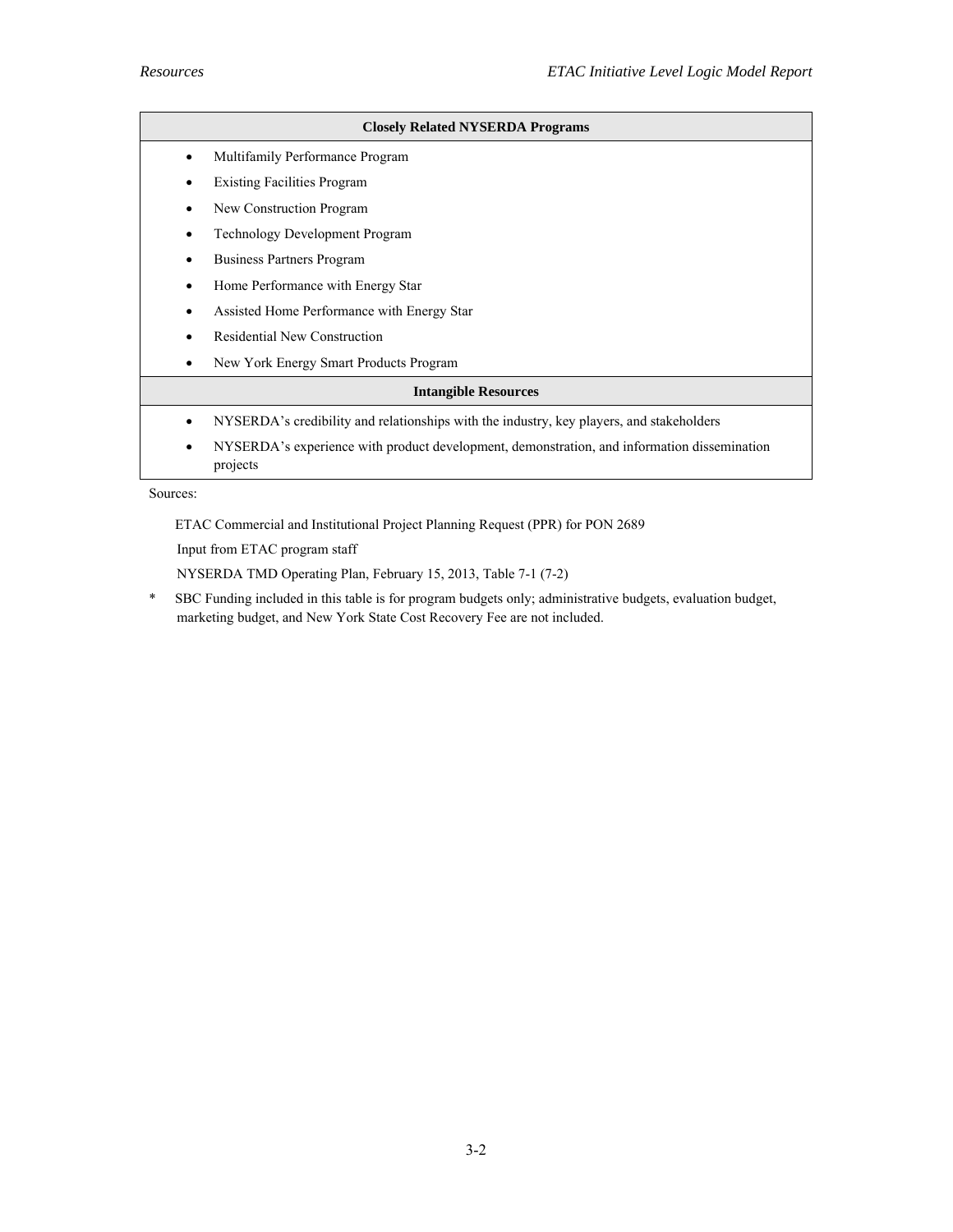| Closely Related NYSERDA Programs |
| --- |
| • Multifamily Performance Program<br>• Existing Facilities Program<br>• New Construction Program<br>• Technology Development Program<br>• Business Partners Program<br>• Home Performance with Energy Star<br>• Assisted Home Performance with Energy Star<br>• Residential New Construction<br>• New York Energy Smart Products Program |
| **Intangible Resources** |
| • NYSERDA's credibility and relationships with the industry, key players, and stakeholders<br>• NYSERDA's experience with product development, demonstration, and information dissemination projects |

Sources:

ETAC Commercial and Institutional Project Planning Request (PPR) for PON 2689

Input from ETAC program staff

NYSERDA TMD Operating Plan, February 15, 2013, Table 7-1 (7-2)

\* SBC Funding included in this table is for program budgets only; administrative budgets, evaluation budget, marketing budget, and New York State Cost Recovery Fee are not included.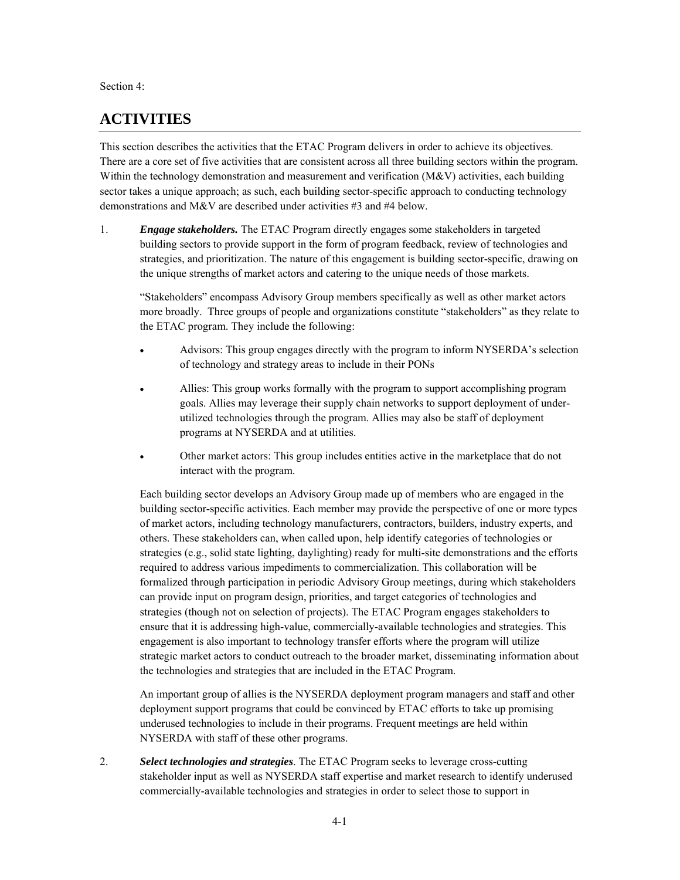Section 4:

# ACTIVITIES

This section describes the activities that the ETAC Program delivers in order to achieve its objectives. There are a core set of five activities that are consistent across all three building sectors within the program. Within the technology demonstration and measurement and verification (M&V) activities, each building sector takes a unique approach; as such, each building sector-specific approach to conducting technology demonstrations and M&V are described under activities #3 and #4 below.

1. ***Engage stakeholders.*** The ETAC Program directly engages some stakeholders in targeted building sectors to provide support in the form of program feedback, review of technologies and strategies, and prioritization. The nature of this engagement is building sector-specific, drawing on the unique strengths of market actors and catering to the unique needs of those markets.

   "Stakeholders" encompass Advisory Group members specifically as well as other market actors more broadly. Three groups of people and organizations constitute "stakeholders" as they relate to the ETAC program. They include the following:

   - Advisors: This group engages directly with the program to inform NYSERDA's selection of technology and strategy areas to include in their PONs
   - Allies: This group works formally with the program to support accomplishing program goals. Allies may leverage their supply chain networks to support deployment of under-utilized technologies through the program. Allies may also be staff of deployment programs at NYSERDA and at utilities.
   - Other market actors: This group includes entities active in the marketplace that do not interact with the program.

   Each building sector develops an Advisory Group made up of members who are engaged in the building sector-specific activities. Each member may provide the perspective of one or more types of market actors, including technology manufacturers, contractors, builders, industry experts, and others. These stakeholders can, when called upon, help identify categories of technologies or strategies (e.g., solid state lighting, daylighting) ready for multi-site demonstrations and the efforts required to address various impediments to commercialization. This collaboration will be formalized through participation in periodic Advisory Group meetings, during which stakeholders can provide input on program design, priorities, and target categories of technologies and strategies (though not on selection of projects). The ETAC Program engages stakeholders to ensure that it is addressing high-value, commercially-available technologies and strategies. This engagement is also important to technology transfer efforts where the program will utilize strategic market actors to conduct outreach to the broader market, disseminating information about the technologies and strategies that are included in the ETAC Program.

   An important group of allies is the NYSERDA deployment program managers and staff and other deployment support programs that could be convinced by ETAC efforts to take up promising underused technologies to include in their programs. Frequent meetings are held within NYSERDA with staff of these other programs.

2. ***Select technologies and strategies***. The ETAC Program seeks to leverage cross-cutting stakeholder input as well as NYSERDA staff expertise and market research to identify underused commercially-available technologies and strategies in order to select those to support in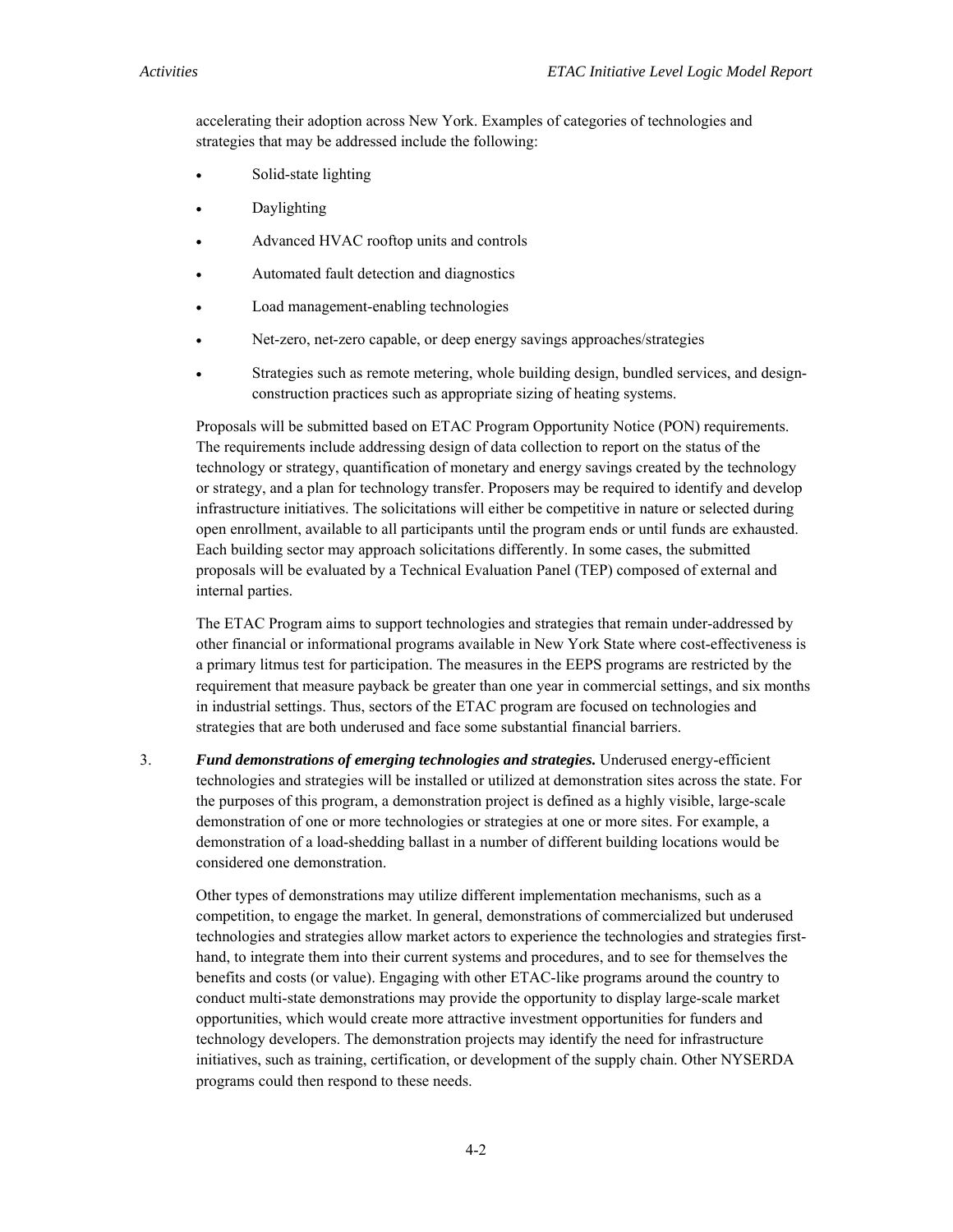accelerating their adoption across New York. Examples of categories of technologies and strategies that may be addressed include the following:

- Solid-state lighting
- Daylighting
- Advanced HVAC rooftop units and controls
- Automated fault detection and diagnostics
- Load management-enabling technologies
- Net-zero, net-zero capable, or deep energy savings approaches/strategies
- Strategies such as remote metering, whole building design, bundled services, and design-construction practices such as appropriate sizing of heating systems.

Proposals will be submitted based on ETAC Program Opportunity Notice (PON) requirements. The requirements include addressing design of data collection to report on the status of the technology or strategy, quantification of monetary and energy savings created by the technology or strategy, and a plan for technology transfer. Proposers may be required to identify and develop infrastructure initiatives. The solicitations will either be competitive in nature or selected during open enrollment, available to all participants until the program ends or until funds are exhausted. Each building sector may approach solicitations differently. In some cases, the submitted proposals will be evaluated by a Technical Evaluation Panel (TEP) composed of external and internal parties.

The ETAC Program aims to support technologies and strategies that remain under-addressed by other financial or informational programs available in New York State where cost-effectiveness is a primary litmus test for participation. The measures in the EEPS programs are restricted by the requirement that measure payback be greater than one year in commercial settings, and six months in industrial settings. Thus, sectors of the ETAC program are focused on technologies and strategies that are both underused and face some substantial financial barriers.

3. ***Fund demonstrations of emerging technologies and strategies.*** Underused energy-efficient technologies and strategies will be installed or utilized at demonstration sites across the state. For the purposes of this program, a demonstration project is defined as a highly visible, large-scale demonstration of one or more technologies or strategies at one or more sites. For example, a demonstration of a load-shedding ballast in a number of different building locations would be considered one demonstration.

   Other types of demonstrations may utilize different implementation mechanisms, such as a competition, to engage the market. In general, demonstrations of commercialized but underused technologies and strategies allow market actors to experience the technologies and strategies first-hand, to integrate them into their current systems and procedures, and to see for themselves the benefits and costs (or value). Engaging with other ETAC-like programs around the country to conduct multi-state demonstrations may provide the opportunity to display large-scale market opportunities, which would create more attractive investment opportunities for funders and technology developers. The demonstration projects may identify the need for infrastructure initiatives, such as training, certification, or development of the supply chain. Other NYSERDA programs could then respond to these needs.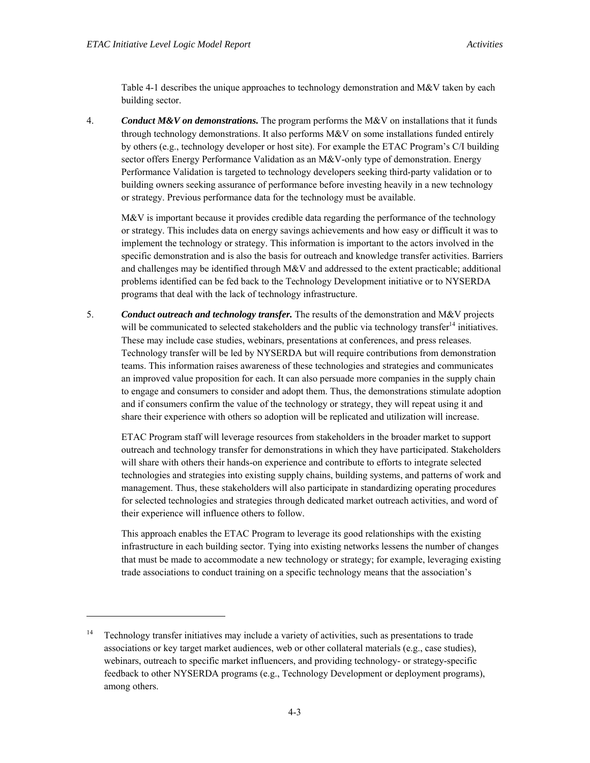Table 4-1 describes the unique approaches to technology demonstration and M&V taken by each building sector.

4. ***Conduct M&V on demonstrations.*** The program performs the M&V on installations that it funds through technology demonstrations. It also performs M&V on some installations funded entirely by others (e.g., technology developer or host site). For example the ETAC Program's C/I building sector offers Energy Performance Validation as an M&V-only type of demonstration. Energy Performance Validation is targeted to technology developers seeking third-party validation or to building owners seeking assurance of performance before investing heavily in a new technology or strategy. Previous performance data for the technology must be available.

   M&V is important because it provides credible data regarding the performance of the technology or strategy. This includes data on energy savings achievements and how easy or difficult it was to implement the technology or strategy. This information is important to the actors involved in the specific demonstration and is also the basis for outreach and knowledge transfer activities. Barriers and challenges may be identified through M&V and addressed to the extent practicable; additional problems identified can be fed back to the Technology Development initiative or to NYSERDA programs that deal with the lack of technology infrastructure.

5. ***Conduct outreach and technology transfer.*** The results of the demonstration and M&V projects will be communicated to selected stakeholders and the public via technology transfer[14] initiatives. These may include case studies, webinars, presentations at conferences, and press releases. Technology transfer will be led by NYSERDA but will require contributions from demonstration teams. This information raises awareness of these technologies and strategies and communicates an improved value proposition for each. It can also persuade more companies in the supply chain to engage and consumers to consider and adopt them. Thus, the demonstrations stimulate adoption and if consumers confirm the value of the technology or strategy, they will repeat using it and share their experience with others so adoption will be replicated and utilization will increase.

   ETAC Program staff will leverage resources from stakeholders in the broader market to support outreach and technology transfer for demonstrations in which they have participated. Stakeholders will share with others their hands-on experience and contribute to efforts to integrate selected technologies and strategies into existing supply chains, building systems, and patterns of work and management. Thus, these stakeholders will also participate in standardizing operating procedures for selected technologies and strategies through dedicated market outreach activities, and word of their experience will influence others to follow.

   This approach enables the ETAC Program to leverage its good relationships with the existing infrastructure in each building sector. Tying into existing networks lessens the number of changes that must be made to accommodate a new technology or strategy; for example, leveraging existing trade associations to conduct training on a specific technology means that the association's

---

[14] Technology transfer initiatives may include a variety of activities, such as presentations to trade associations or key target market audiences, web or other collateral materials (e.g., case studies), webinars, outreach to specific market influencers, and providing technology- or strategy-specific feedback to other NYSERDA programs (e.g., Technology Development or deployment programs), among others.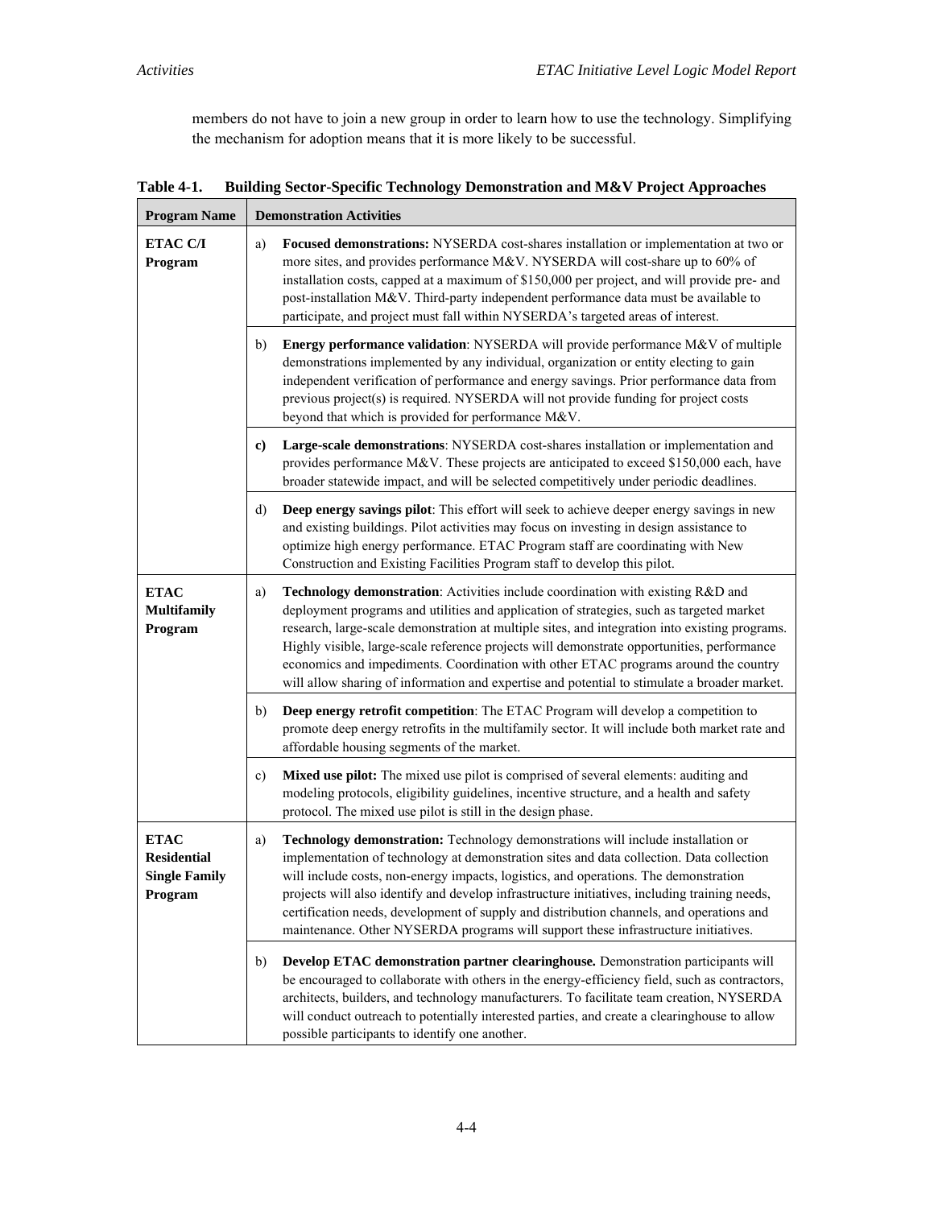members do not have to join a new group in order to learn how to use the technology. Simplifying the mechanism for adoption means that it is more likely to be successful.

**Table 4-1. Building Sector-Specific Technology Demonstration and M&V Project Approaches**

| Program Name | Demonstration Activities |
|---|---|
| **ETAC C/I Program** | a) **Focused demonstrations:** NYSERDA cost-shares installation or implementation at two or more sites, and provides performance M&V. NYSERDA will cost-share up to 60% of installation costs, capped at a maximum of $150,000 per project, and will provide pre- and post-installation M&V. Third-party independent performance data must be available to participate, and project must fall within NYSERDA's targeted areas of interest. |
| | b) **Energy performance validation**: NYSERDA will provide performance M&V of multiple demonstrations implemented by any individual, organization or entity electing to gain independent verification of performance and energy savings. Prior performance data from previous project(s) is required. NYSERDA will not provide funding for project costs beyond that which is provided for performance M&V. |
| | **c)** **Large-scale demonstrations**: NYSERDA cost-shares installation or implementation and provides performance M&V. These projects are anticipated to exceed $150,000 each, have broader statewide impact, and will be selected competitively under periodic deadlines. |
| | d) **Deep energy savings pilot**: This effort will seek to achieve deeper energy savings in new and existing buildings. Pilot activities may focus on investing in design assistance to optimize high energy performance. ETAC Program staff are coordinating with New Construction and Existing Facilities Program staff to develop this pilot. |
| **ETAC Multifamily Program** | a) **Technology demonstration**: Activities include coordination with existing R&D and deployment programs and utilities and application of strategies, such as targeted market research, large-scale demonstration at multiple sites, and integration into existing programs. Highly visible, large-scale reference projects will demonstrate opportunities, performance economics and impediments. Coordination with other ETAC programs around the country will allow sharing of information and expertise and potential to stimulate a broader market. |
| | b) **Deep energy retrofit competition**: The ETAC Program will develop a competition to promote deep energy retrofits in the multifamily sector. It will include both market rate and affordable housing segments of the market. |
| | c) **Mixed use pilot:** The mixed use pilot is comprised of several elements: auditing and modeling protocols, eligibility guidelines, incentive structure, and a health and safety protocol. The mixed use pilot is still in the design phase. |
| **ETAC Residential Single Family Program** | a) **Technology demonstration:** Technology demonstrations will include installation or implementation of technology at demonstration sites and data collection. Data collection will include costs, non-energy impacts, logistics, and operations. The demonstration projects will also identify and develop infrastructure initiatives, including training needs, certification needs, development of supply and distribution channels, and operations and maintenance. Other NYSERDA programs will support these infrastructure initiatives. |
| | b) **Develop ETAC demonstration partner clearinghouse.** Demonstration participants will be encouraged to collaborate with others in the energy-efficiency field, such as contractors, architects, builders, and technology manufacturers. To facilitate team creation, NYSERDA will conduct outreach to potentially interested parties, and create a clearinghouse to allow possible participants to identify one another. |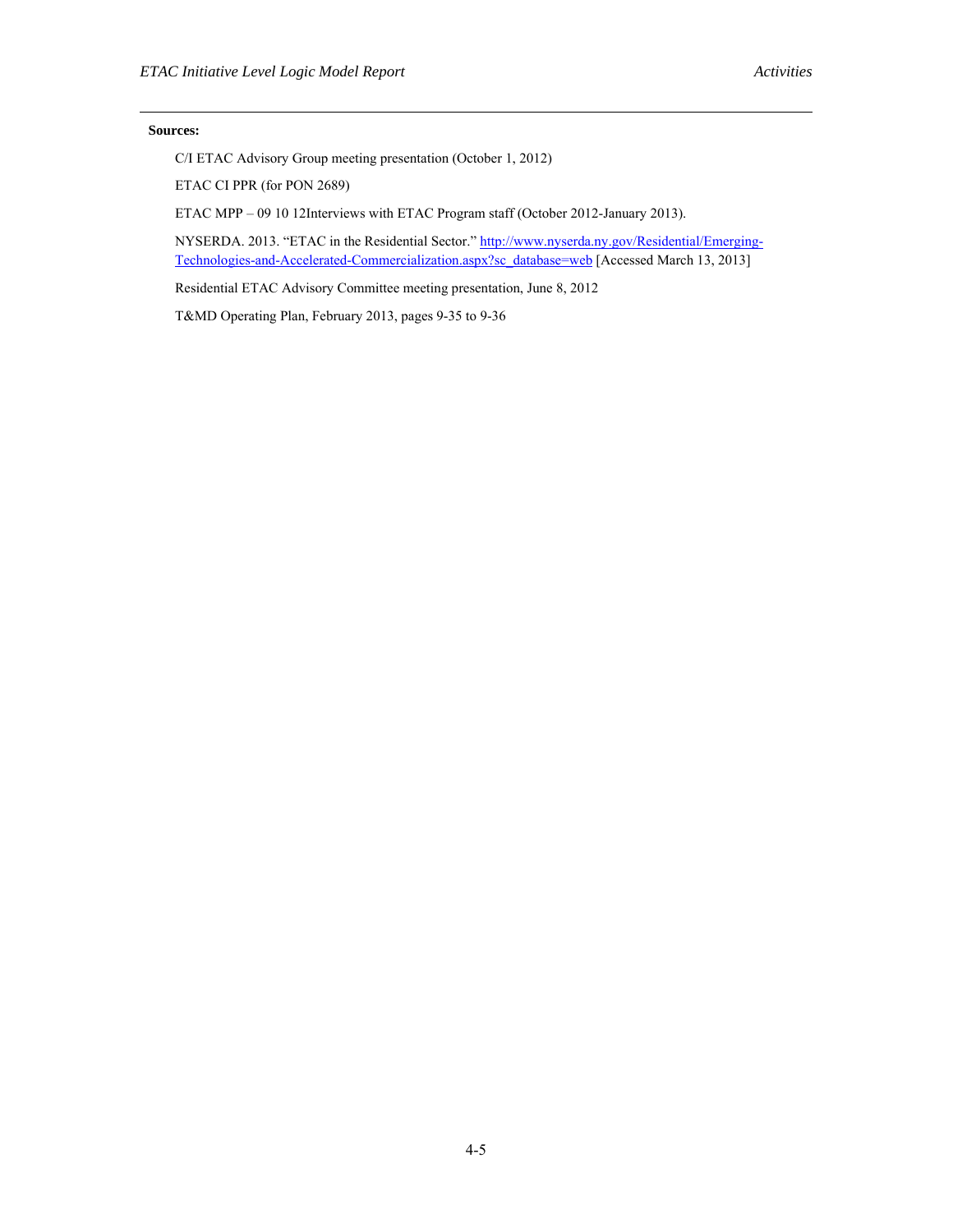**Sources:**

C/I ETAC Advisory Group meeting presentation (October 1, 2012)

ETAC CI PPR (for PON 2689)

ETAC MPP – 09 10 12Interviews with ETAC Program staff (October 2012-January 2013).

NYSERDA. 2013. "ETAC in the Residential Sector." [http://www.nyserda.ny.gov/Residential/Emerging-Technologies-and-Accelerated-Commercialization.aspx?sc_database=web](http://www.nyserda.ny.gov/Residential/Emerging-Technologies-and-Accelerated-Commercialization.aspx?sc_database=web) [Accessed March 13, 2013]

Residential ETAC Advisory Committee meeting presentation, June 8, 2012

T&MD Operating Plan, February 2013, pages 9-35 to 9-36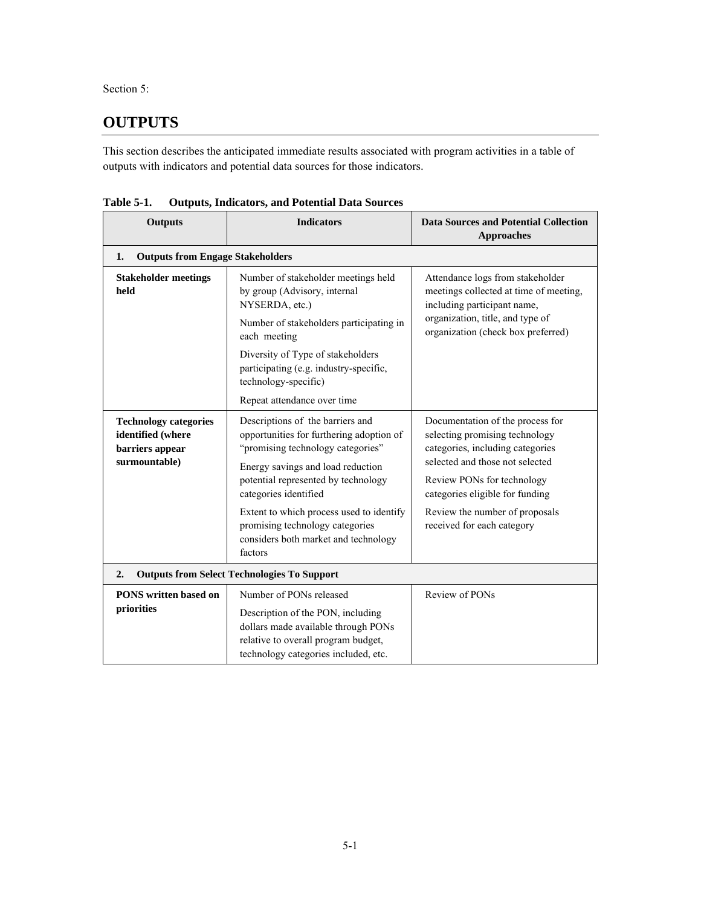Section 5:

# OUTPUTS

This section describes the anticipated immediate results associated with program activities in a table of outputs with indicators and potential data sources for those indicators.

**Table 5-1. Outputs, Indicators, and Potential Data Sources**

| Outputs | Indicators | Data Sources and Potential Collection Approaches |
|---|---|---|
| **1. Outputs from Engage Stakeholders** | | |
| **Stakeholder meetings held** | Number of stakeholder meetings held by group (Advisory, internal NYSERDA, etc.)<br>Number of stakeholders participating in each meeting<br>Diversity of Type of stakeholders participating (e.g. industry-specific, technology-specific)<br>Repeat attendance over time | Attendance logs from stakeholder meetings collected at time of meeting, including participant name, organization, title, and type of organization (check box preferred) |
| **Technology categories identified (where barriers appear surmountable)** | Descriptions of the barriers and opportunities for furthering adoption of "promising technology categories"<br>Energy savings and load reduction potential represented by technology categories identified<br>Extent to which process used to identify promising technology categories considers both market and technology factors | Documentation of the process for selecting promising technology categories, including categories selected and those not selected<br>Review PONs for technology categories eligible for funding<br>Review the number of proposals received for each category |
| **2. Outputs from Select Technologies To Support** | | |
| **PONS written based on priorities** | Number of PONs released<br>Description of the PON, including dollars made available through PONs relative to overall program budget, technology categories included, etc. | Review of PONs |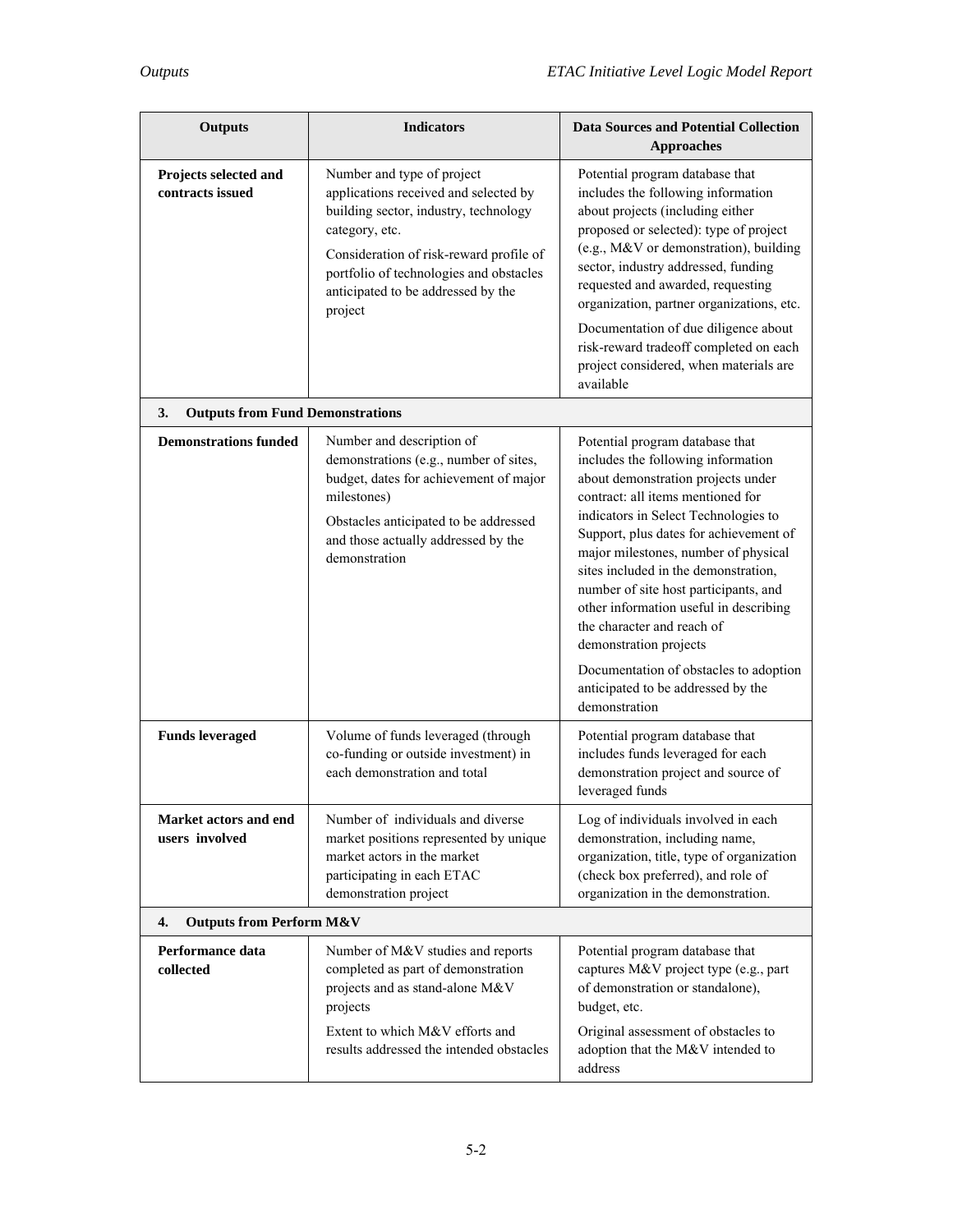| Outputs | Indicators | Data Sources and Potential Collection Approaches |
|---|---|---|
| **Projects selected and contracts issued** | Number and type of project applications received and selected by building sector, industry, technology category, etc.<br><br>Consideration of risk-reward profile of portfolio of technologies and obstacles anticipated to be addressed by the project | Potential program database that includes the following information about projects (including either proposed or selected): type of project (e.g., M&V or demonstration), building sector, industry addressed, funding requested and awarded, requesting organization, partner organizations, etc.<br><br>Documentation of due diligence about risk-reward tradeoff completed on each project considered, when materials are available |
| **3. Outputs from Fund Demonstrations** | | |
| **Demonstrations funded** | Number and description of demonstrations (e.g., number of sites, budget, dates for achievement of major milestones)<br><br>Obstacles anticipated to be addressed and those actually addressed by the demonstration | Potential program database that includes the following information about demonstration projects under contract: all items mentioned for indicators in Select Technologies to Support, plus dates for achievement of major milestones, number of physical sites included in the demonstration, number of site host participants, and other information useful in describing the character and reach of demonstration projects<br><br>Documentation of obstacles to adoption anticipated to be addressed by the demonstration |
| **Funds leveraged** | Volume of funds leveraged (through co-funding or outside investment) in each demonstration and total | Potential program database that includes funds leveraged for each demonstration project and source of leveraged funds |
| **Market actors and end users involved** | Number of individuals and diverse market positions represented by unique market actors in the market participating in each ETAC demonstration project | Log of individuals involved in each demonstration, including name, organization, title, type of organization (check box preferred), and role of organization in the demonstration. |
| **4. Outputs from Perform M&V** | | |
| **Performance data collected** | Number of M&V studies and reports completed as part of demonstration projects and as stand-alone M&V projects<br><br>Extent to which M&V efforts and results addressed the intended obstacles | Potential program database that captures M&V project type (e.g., part of demonstration or standalone), budget, etc.<br><br>Original assessment of obstacles to adoption that the M&V intended to address |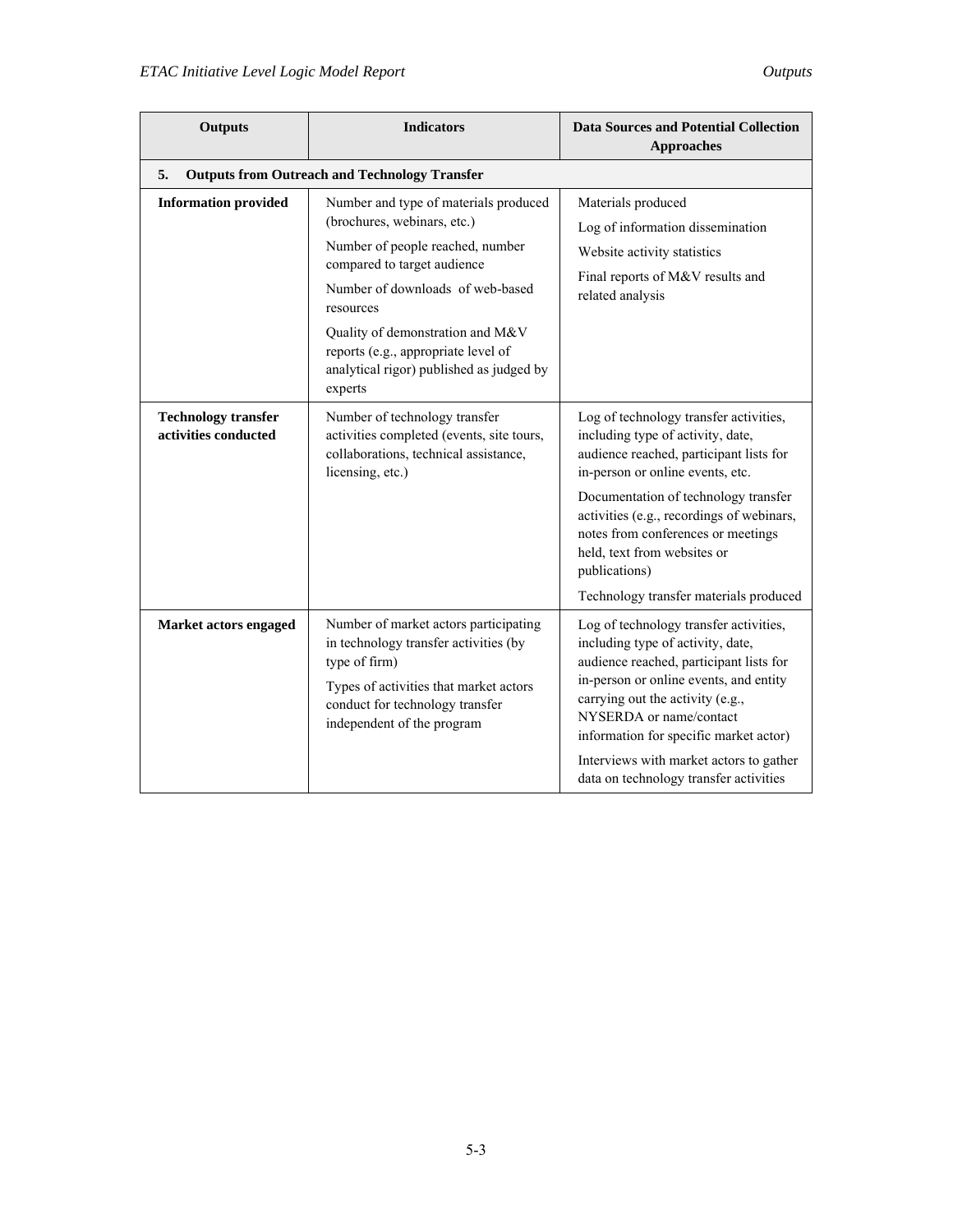| Outputs | Indicators | Data Sources and Potential Collection Approaches |
|---|---|---|
| **5. Outputs from Outreach and Technology Transfer** | | |
| **Information provided** | Number and type of materials produced (brochures, webinars, etc.)<br>Number of people reached, number compared to target audience<br>Number of downloads of web-based resources<br>Quality of demonstration and M&V reports (e.g., appropriate level of analytical rigor) published as judged by experts | Materials produced<br>Log of information dissemination<br>Website activity statistics<br>Final reports of M&V results and related analysis |
| **Technology transfer activities conducted** | Number of technology transfer activities completed (events, site tours, collaborations, technical assistance, licensing, etc.) | Log of technology transfer activities, including type of activity, date, audience reached, participant lists for in-person or online events, etc.<br>Documentation of technology transfer activities (e.g., recordings of webinars, notes from conferences or meetings held, text from websites or publications)<br>Technology transfer materials produced |
| **Market actors engaged** | Number of market actors participating in technology transfer activities (by type of firm)<br>Types of activities that market actors conduct for technology transfer independent of the program | Log of technology transfer activities, including type of activity, date, audience reached, participant lists for in-person or online events, and entity carrying out the activity (e.g., NYSERDA or name/contact information for specific market actor)<br>Interviews with market actors to gather data on technology transfer activities |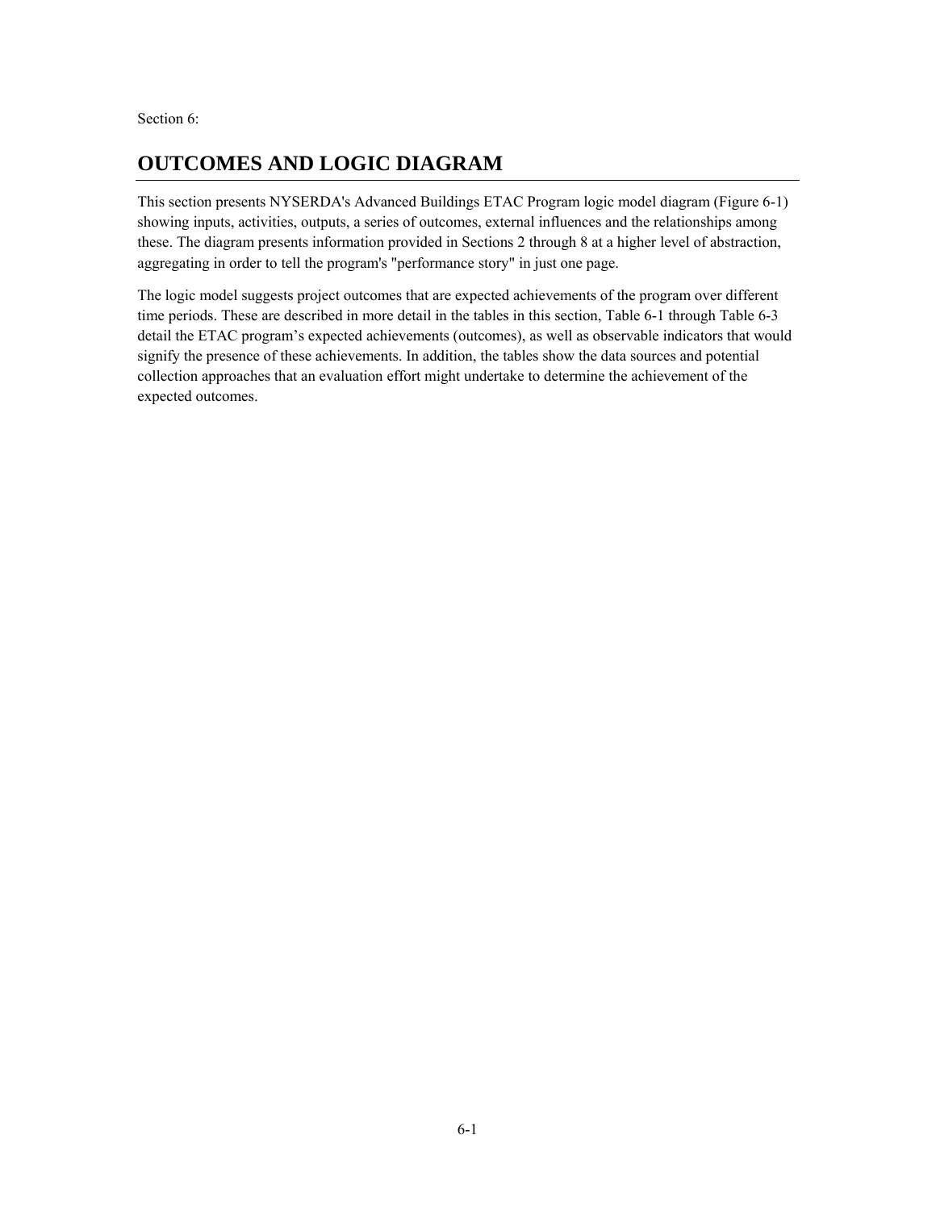Section 6:

# OUTCOMES AND LOGIC DIAGRAM

This section presents NYSERDA's Advanced Buildings ETAC Program logic model diagram (Figure 6-1) showing inputs, activities, outputs, a series of outcomes, external influences and the relationships among these. The diagram presents information provided in Sections 2 through 8 at a higher level of abstraction, aggregating in order to tell the program's "performance story" in just one page.

The logic model suggests project outcomes that are expected achievements of the program over different time periods. These are described in more detail in the tables in this section, Table 6-1 through Table 6-3 detail the ETAC program's expected achievements (outcomes), as well as observable indicators that would signify the presence of these achievements. In addition, the tables show the data sources and potential collection approaches that an evaluation effort might undertake to determine the achievement of the expected outcomes.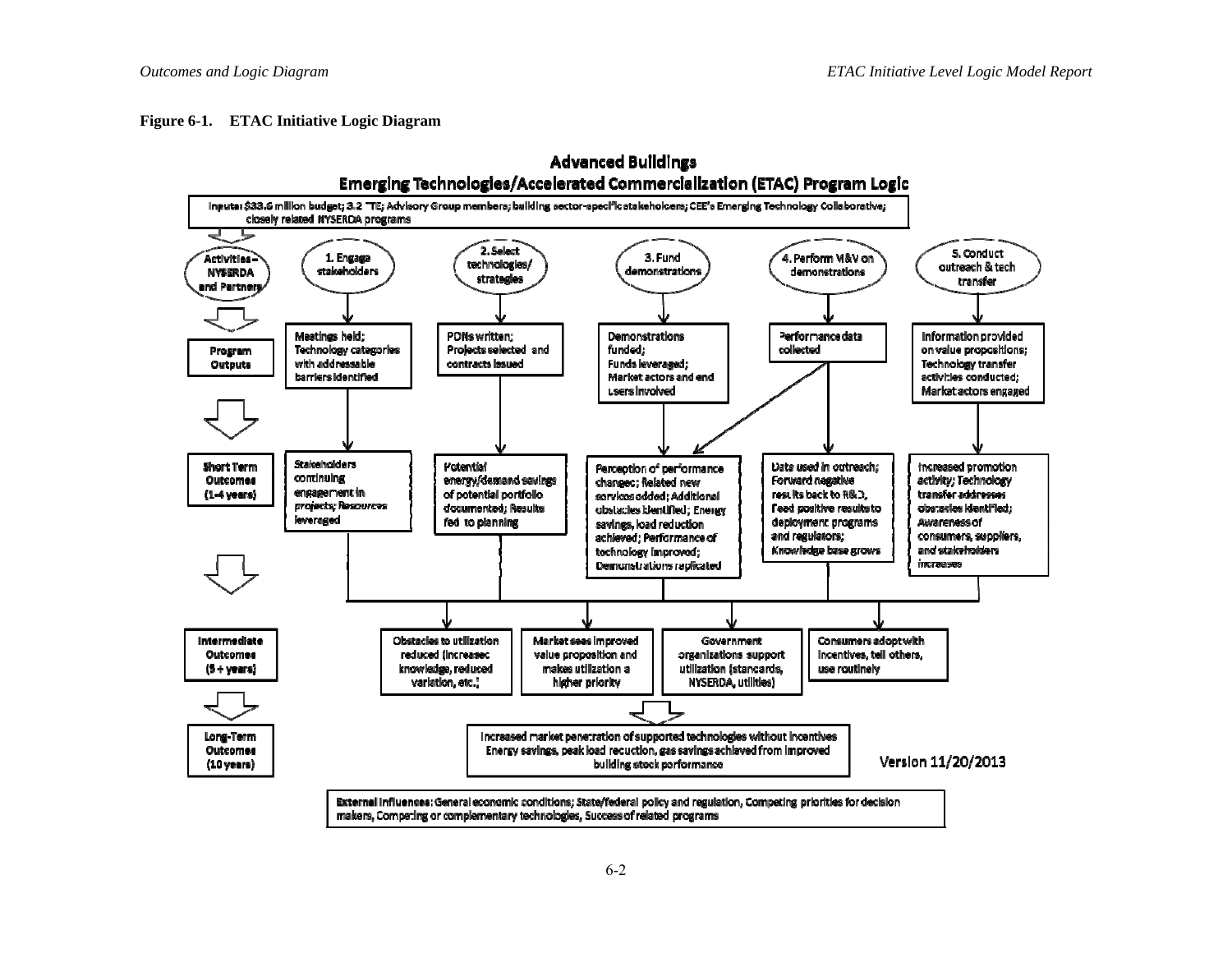**Figure 6-1. ETAC Initiative Logic Diagram**

## Advanced Buildings
## Emerging Technologies/Accelerated Commercialization (ETAC) Program Logic

**Inputs:** $33.6 million budget; 3.2 FTE; Advisory Group members; building sector-specific stakeholders; CEE's Emerging Technology Collaborative; closely related NYSERDA programs

**Activities – NYSERDA and Partners**

1. Engage stakeholders
2. Select technologies/strategies
3. Fund demonstrations
4. Perform M&V on demonstrations
5. Conduct outreach & tech transfer

**Program Outputs**

1. Meetings held; Technology categories with addressable barriers identified
2. PONs written; Projects selected and contracts issued
3. Demonstrations funded; Funds leveraged; Market actors and end users involved
4. Performance data collected
5. Information provided on value propositions; Technology transfer activities conducted; Market actors engaged

**Short Term Outcomes (1-4 years)**

1. Stakeholders continuing engagement in projects; Resources leveraged
2. Potential energy/demand savings of potential portfolio documented; Results fed to planning
3. Perception of performance changes; Related new services added; Additional obstacles identified; Energy savings, load reduction achieved; Performance of technology improved; Demonstrations replicated
4. Data used in outreach; Forward negative results back to R&D, Feed positive results to deployment programs and regulators; Knowledge base grows
5. Increased promotion activity; Technology transfer addresses obstacles identified; Awareness of consumers, suppliers, and stakeholders increases

**Intermediate Outcomes (5+ years)**

- Obstacles to utilization reduced (increased knowledge, reduced variation, etc.)
- Market sees improved value proposition and makes utilization a higher priority
- Government organizations support utilization (standards, NYSERDA, utilities)
- Consumers adopt with incentives, tell others, use routinely

**Long-Term Outcomes (10 years)**

Increased market penetration of supported technologies without incentives
Energy savings, peak load reduction, gas savings achieved from improved building stock performance

Version 11/20/2013

**External Influences:** General economic conditions; State/federal policy and regulation, Competing priorities for decision makers, Competing or complementary technologies, Success of related programs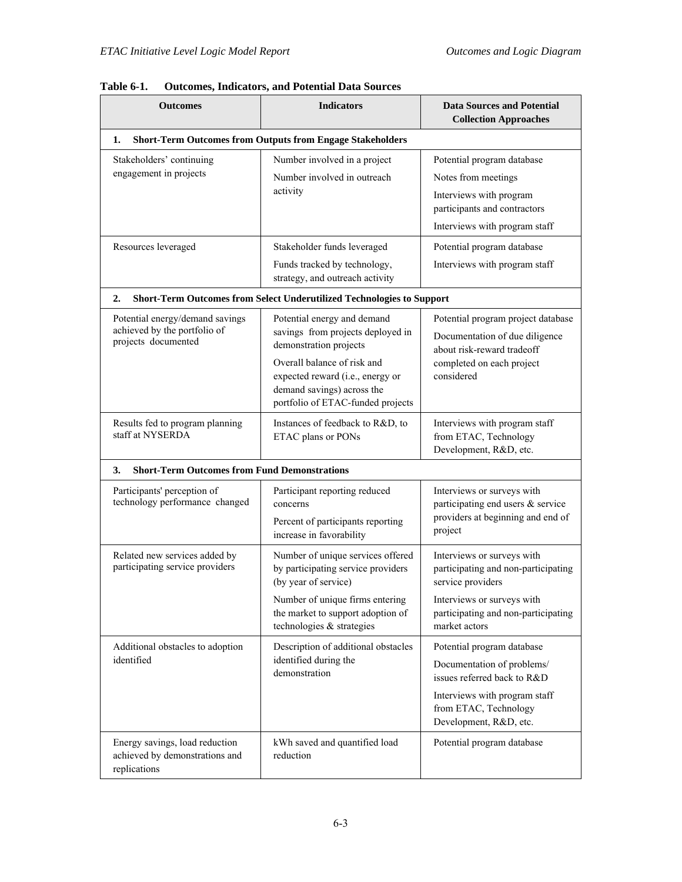**Table 6-1. Outcomes, Indicators, and Potential Data Sources**

| Outcomes | Indicators | Data Sources and Potential Collection Approaches |
|---|---|---|
| **1. Short-Term Outcomes from Outputs from Engage Stakeholders** | | |
| Stakeholders' continuing engagement in projects | Number involved in a project<br>Number involved in outreach activity | Potential program database<br>Notes from meetings<br>Interviews with program participants and contractors<br>Interviews with program staff |
| Resources leveraged | Stakeholder funds leveraged<br>Funds tracked by technology, strategy, and outreach activity | Potential program database<br>Interviews with program staff |
| **2. Short-Term Outcomes from Select Underutilized Technologies to Support** | | |
| Potential energy/demand savings achieved by the portfolio of projects documented | Potential energy and demand savings from projects deployed in demonstration projects<br>Overall balance of risk and expected reward (i.e., energy or demand savings) across the portfolio of ETAC-funded projects | Potential program project database<br>Documentation of due diligence about risk-reward tradeoff completed on each project considered |
| Results fed to program planning staff at NYSERDA | Instances of feedback to R&D, to ETAC plans or PONs | Interviews with program staff from ETAC, Technology Development, R&D, etc. |
| **3. Short-Term Outcomes from Fund Demonstrations** | | |
| Participants' perception of technology performance changed | Participant reporting reduced concerns<br>Percent of participants reporting increase in favorability | Interviews or surveys with participating end users & service providers at beginning and end of project |
| Related new services added by participating service providers | Number of unique services offered by participating service providers (by year of service)<br>Number of unique firms entering the market to support adoption of technologies & strategies | Interviews or surveys with participating and non-participating service providers<br>Interviews or surveys with participating and non-participating market actors |
| Additional obstacles to adoption identified | Description of additional obstacles identified during the demonstration | Potential program database<br>Documentation of problems/ issues referred back to R&D<br>Interviews with program staff from ETAC, Technology Development, R&D, etc. |
| Energy savings, load reduction achieved by demonstrations and replications | kWh saved and quantified load reduction | Potential program database |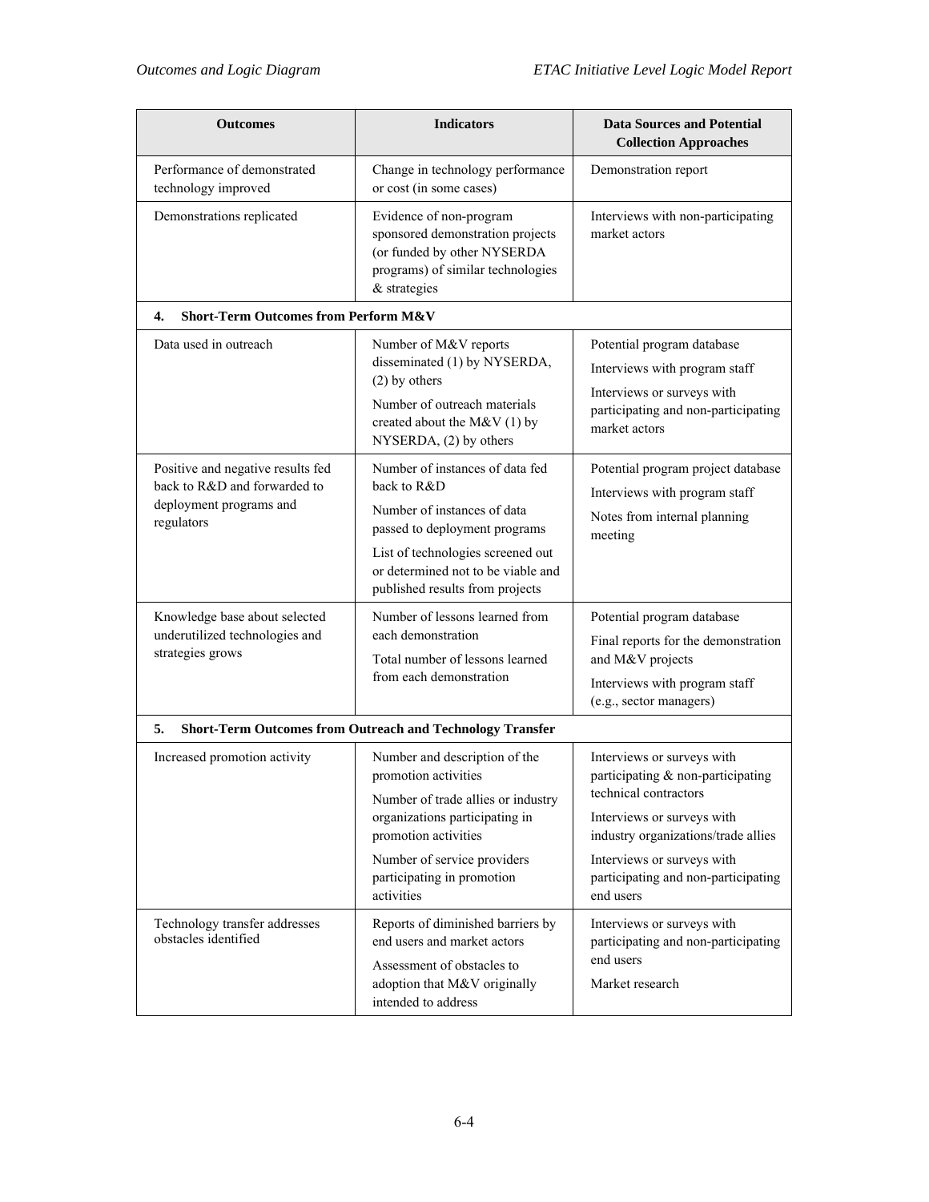| Outcomes | Indicators | Data Sources and Potential Collection Approaches |
|---|---|---|
| Performance of demonstrated technology improved | Change in technology performance or cost (in some cases) | Demonstration report |
| Demonstrations replicated | Evidence of non-program sponsored demonstration projects (or funded by other NYSERDA programs) of similar technologies & strategies | Interviews with non-participating market actors |
| **4. Short-Term Outcomes from Perform M&V** | | |
| Data used in outreach | Number of M&V reports disseminated (1) by NYSERDA, (2) by others<br>Number of outreach materials created about the M&V (1) by NYSERDA, (2) by others | Potential program database<br>Interviews with program staff<br>Interviews or surveys with participating and non-participating market actors |
| Positive and negative results fed back to R&D and forwarded to deployment programs and regulators | Number of instances of data fed back to R&D<br>Number of instances of data passed to deployment programs<br>List of technologies screened out or determined not to be viable and published results from projects | Potential program project database<br>Interviews with program staff<br>Notes from internal planning meeting |
| Knowledge base about selected underutilized technologies and strategies grows | Number of lessons learned from each demonstration<br>Total number of lessons learned from each demonstration | Potential program database<br>Final reports for the demonstration and M&V projects<br>Interviews with program staff (e.g., sector managers) |
| **5. Short-Term Outcomes from Outreach and Technology Transfer** | | |
| Increased promotion activity | Number and description of the promotion activities<br>Number of trade allies or industry organizations participating in promotion activities<br>Number of service providers participating in promotion activities | Interviews or surveys with participating & non-participating technical contractors<br>Interviews or surveys with industry organizations/trade allies<br>Interviews or surveys with participating and non-participating end users |
| Technology transfer addresses obstacles identified | Reports of diminished barriers by end users and market actors<br>Assessment of obstacles to adoption that M&V originally intended to address | Interviews or surveys with participating and non-participating end users<br>Market research |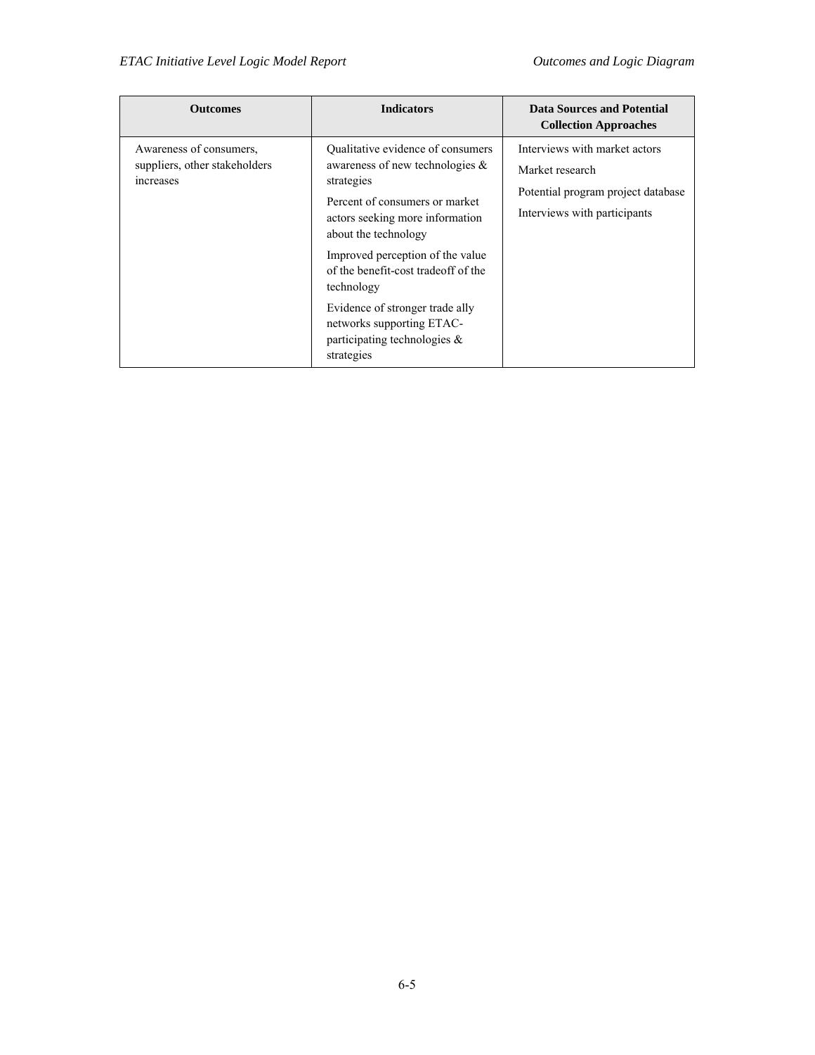| Outcomes | Indicators | Data Sources and Potential Collection Approaches |
|---|---|---|
| Awareness of consumers, suppliers, other stakeholders increases | Qualitative evidence of consumers awareness of new technologies & strategies<br><br>Percent of consumers or market actors seeking more information about the technology<br><br>Improved perception of the value of the benefit-cost tradeoff of the technology<br><br>Evidence of stronger trade ally networks supporting ETAC-participating technologies & strategies | Interviews with market actors<br><br>Market research<br><br>Potential program project database<br><br>Interviews with participants |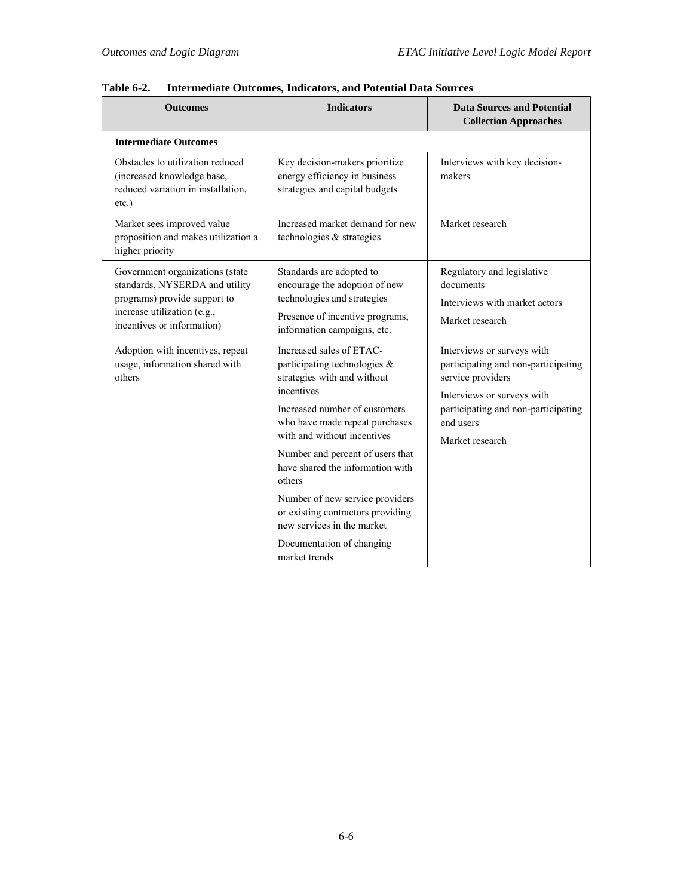**Table 6-2. Intermediate Outcomes, Indicators, and Potential Data Sources**

| Outcomes | Indicators | Data Sources and Potential Collection Approaches |
|---|---|---|
| **Intermediate Outcomes** | | |
| Obstacles to utilization reduced (increased knowledge base, reduced variation in installation, etc.) | Key decision-makers prioritize energy efficiency in business strategies and capital budgets | Interviews with key decision-makers |
| Market sees improved value proposition and makes utilization a higher priority | Increased market demand for new technologies & strategies | Market research |
| Government organizations (state standards, NYSERDA and utility programs) provide support to increase utilization (e.g., incentives or information) | Standards are adopted to encourage the adoption of new technologies and strategies<br>Presence of incentive programs, information campaigns, etc. | Regulatory and legislative documents<br>Interviews with market actors<br>Market research |
| Adoption with incentives, repeat usage, information shared with others | Increased sales of ETAC-participating technologies & strategies with and without incentives<br>Increased number of customers who have made repeat purchases with and without incentives<br>Number and percent of users that have shared the information with others<br>Number of new service providers or existing contractors providing new services in the market<br>Documentation of changing market trends | Interviews or surveys with participating and non-participating service providers<br>Interviews or surveys with participating and non-participating end users<br>Market research |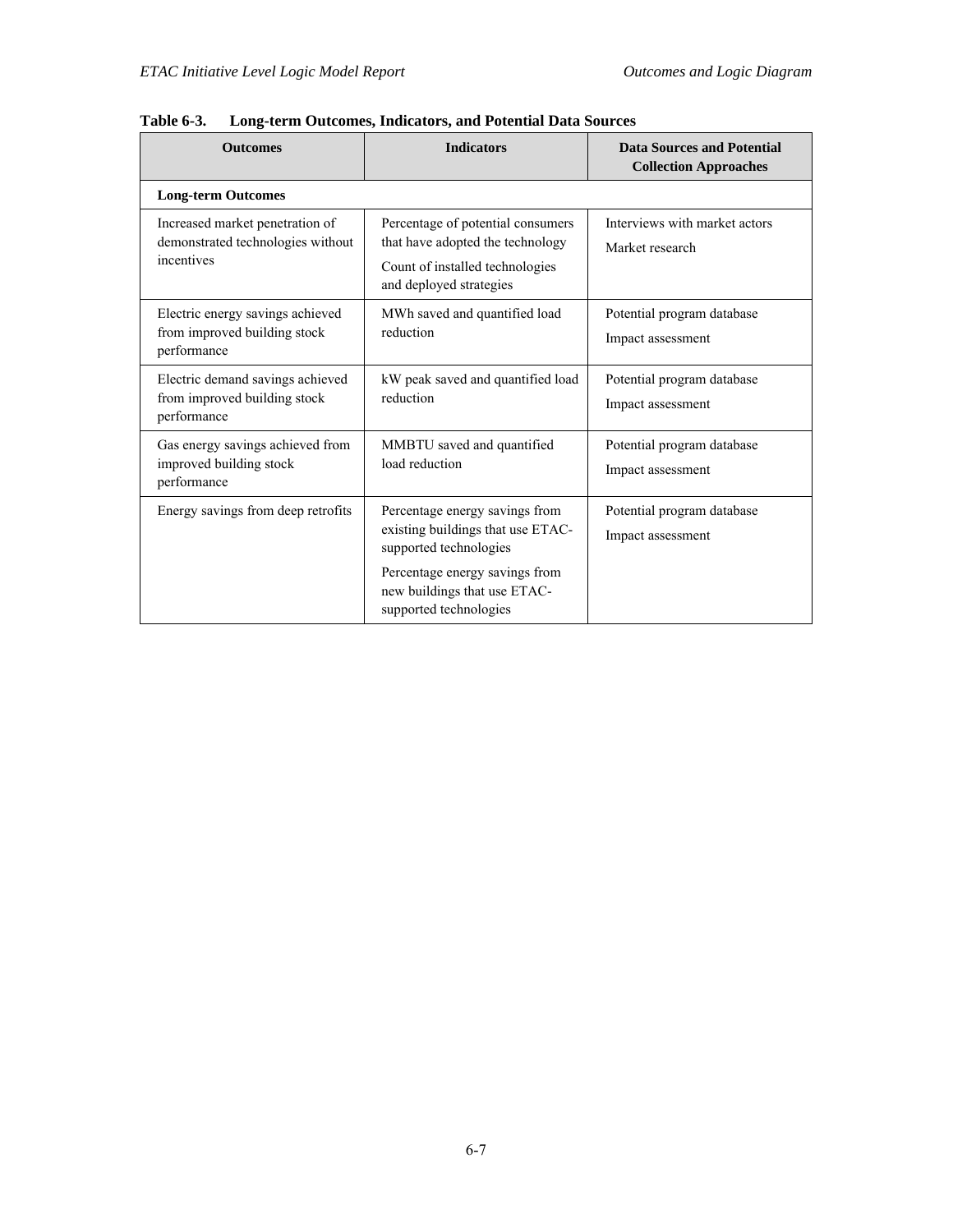**Table 6-3. Long-term Outcomes, Indicators, and Potential Data Sources**

| Outcomes | Indicators | Data Sources and Potential Collection Approaches |
|---|---|---|
| **Long-term Outcomes** | | |
| Increased market penetration of demonstrated technologies without incentives | Percentage of potential consumers that have adopted the technology<br>Count of installed technologies and deployed strategies | Interviews with market actors<br>Market research |
| Electric energy savings achieved from improved building stock performance | MWh saved and quantified load reduction | Potential program database<br>Impact assessment |
| Electric demand savings achieved from improved building stock performance | kW peak saved and quantified load reduction | Potential program database<br>Impact assessment |
| Gas energy savings achieved from improved building stock performance | MMBTU saved and quantified load reduction | Potential program database<br>Impact assessment |
| Energy savings from deep retrofits | Percentage energy savings from existing buildings that use ETAC-supported technologies<br>Percentage energy savings from new buildings that use ETAC-supported technologies | Potential program database<br>Impact assessment |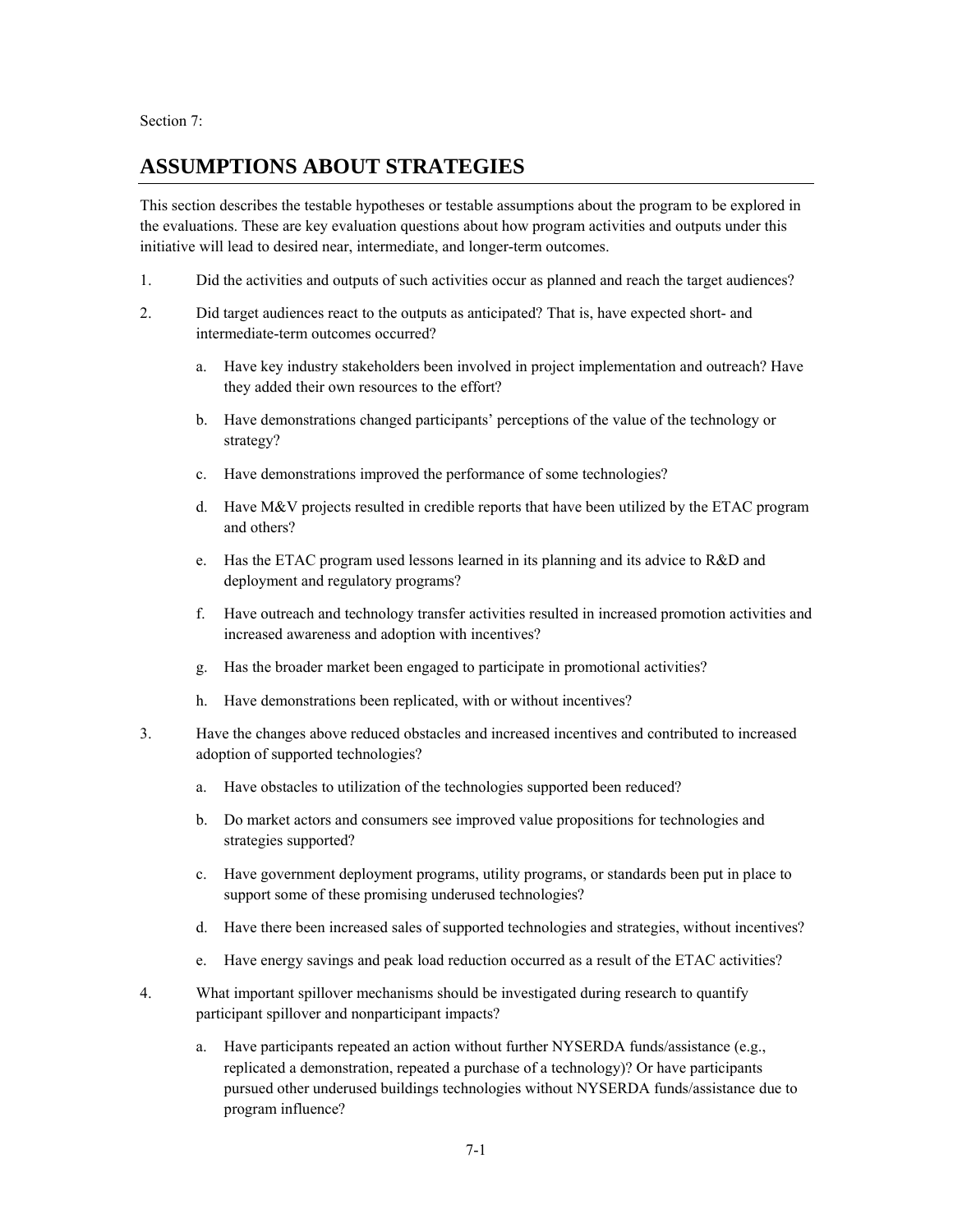Section 7:

# ASSUMPTIONS ABOUT STRATEGIES

This section describes the testable hypotheses or testable assumptions about the program to be explored in the evaluations. These are key evaluation questions about how program activities and outputs under this initiative will lead to desired near, intermediate, and longer-term outcomes.

1. Did the activities and outputs of such activities occur as planned and reach the target audiences?

2. Did target audiences react to the outputs as anticipated? That is, have expected short- and intermediate-term outcomes occurred?

   a. Have key industry stakeholders been involved in project implementation and outreach? Have they added their own resources to the effort?

   b. Have demonstrations changed participants' perceptions of the value of the technology or strategy?

   c. Have demonstrations improved the performance of some technologies?

   d. Have M&V projects resulted in credible reports that have been utilized by the ETAC program and others?

   e. Has the ETAC program used lessons learned in its planning and its advice to R&D and deployment and regulatory programs?

   f. Have outreach and technology transfer activities resulted in increased promotion activities and increased awareness and adoption with incentives?

   g. Has the broader market been engaged to participate in promotional activities?

   h. Have demonstrations been replicated, with or without incentives?

3. Have the changes above reduced obstacles and increased incentives and contributed to increased adoption of supported technologies?

   a. Have obstacles to utilization of the technologies supported been reduced?

   b. Do market actors and consumers see improved value propositions for technologies and strategies supported?

   c. Have government deployment programs, utility programs, or standards been put in place to support some of these promising underused technologies?

   d. Have there been increased sales of supported technologies and strategies, without incentives?

   e. Have energy savings and peak load reduction occurred as a result of the ETAC activities?

4. What important spillover mechanisms should be investigated during research to quantify participant spillover and nonparticipant impacts?

   a. Have participants repeated an action without further NYSERDA funds/assistance (e.g., replicated a demonstration, repeated a purchase of a technology)? Or have participants pursued other underused buildings technologies without NYSERDA funds/assistance due to program influence?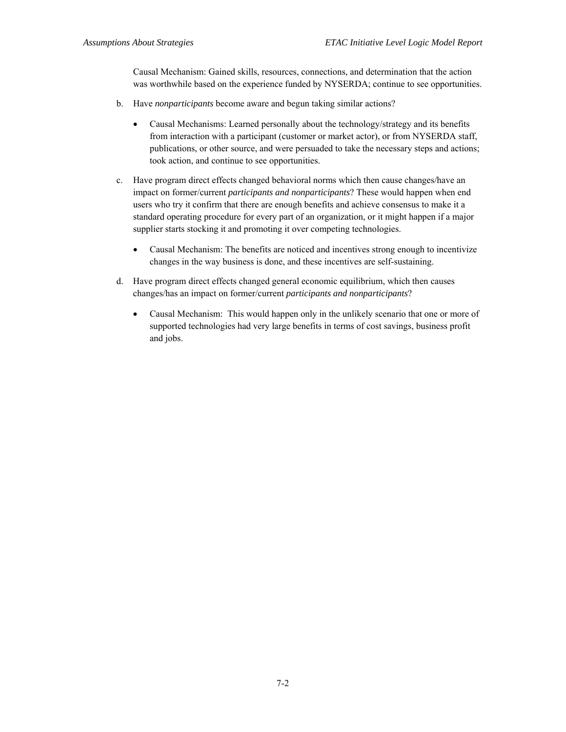Causal Mechanism: Gained skills, resources, connections, and determination that the action was worthwhile based on the experience funded by NYSERDA; continue to see opportunities.

b. Have *nonparticipants* become aware and begun taking similar actions?

- Causal Mechanisms: Learned personally about the technology/strategy and its benefits from interaction with a participant (customer or market actor), or from NYSERDA staff, publications, or other source, and were persuaded to take the necessary steps and actions; took action, and continue to see opportunities.

c. Have program direct effects changed behavioral norms which then cause changes/have an impact on former/current *participants and nonparticipants*? These would happen when end users who try it confirm that there are enough benefits and achieve consensus to make it a standard operating procedure for every part of an organization, or it might happen if a major supplier starts stocking it and promoting it over competing technologies.

- Causal Mechanism: The benefits are noticed and incentives strong enough to incentivize changes in the way business is done, and these incentives are self-sustaining.

d. Have program direct effects changed general economic equilibrium, which then causes changes/has an impact on former/current *participants and nonparticipants*?

- Causal Mechanism: This would happen only in the unlikely scenario that one or more of supported technologies had very large benefits in terms of cost savings, business profit and jobs.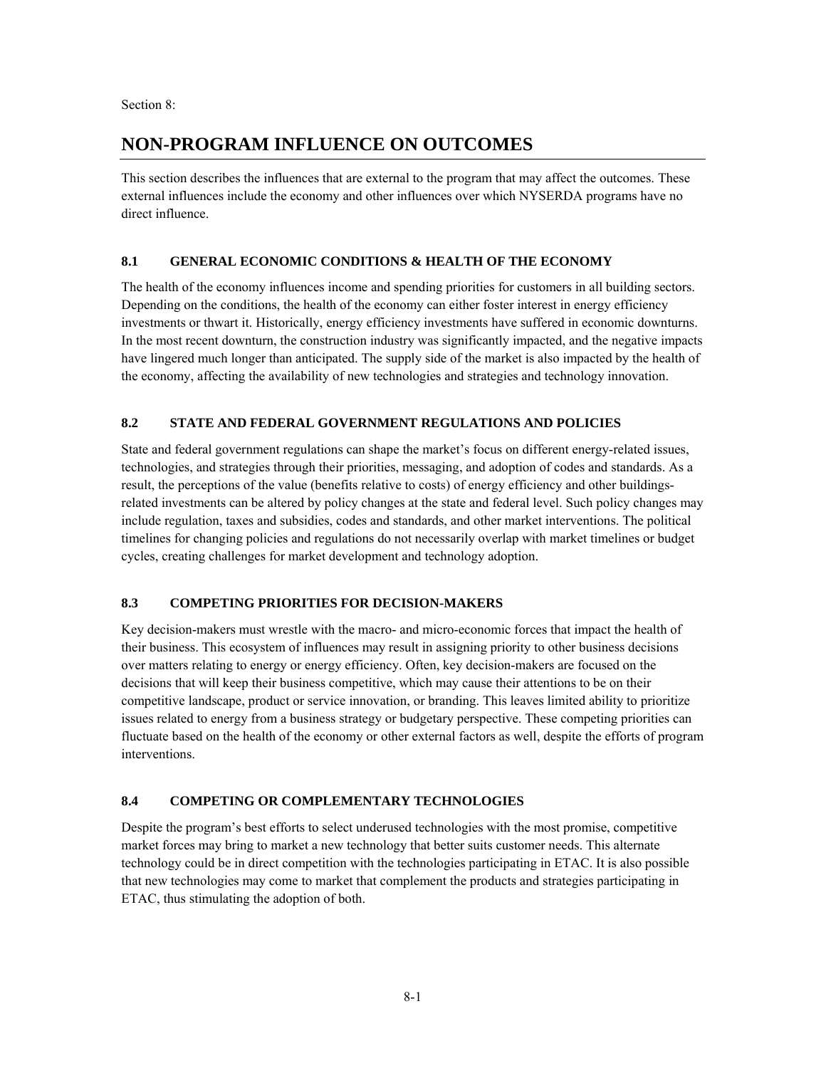Section 8:

# NON-PROGRAM INFLUENCE ON OUTCOMES

This section describes the influences that are external to the program that may affect the outcomes. These external influences include the economy and other influences over which NYSERDA programs have no direct influence.

## 8.1 GENERAL ECONOMIC CONDITIONS & HEALTH OF THE ECONOMY

The health of the economy influences income and spending priorities for customers in all building sectors. Depending on the conditions, the health of the economy can either foster interest in energy efficiency investments or thwart it. Historically, energy efficiency investments have suffered in economic downturns. In the most recent downturn, the construction industry was significantly impacted, and the negative impacts have lingered much longer than anticipated. The supply side of the market is also impacted by the health of the economy, affecting the availability of new technologies and strategies and technology innovation.

## 8.2 STATE AND FEDERAL GOVERNMENT REGULATIONS AND POLICIES

State and federal government regulations can shape the market's focus on different energy-related issues, technologies, and strategies through their priorities, messaging, and adoption of codes and standards. As a result, the perceptions of the value (benefits relative to costs) of energy efficiency and other buildings-related investments can be altered by policy changes at the state and federal level. Such policy changes may include regulation, taxes and subsidies, codes and standards, and other market interventions. The political timelines for changing policies and regulations do not necessarily overlap with market timelines or budget cycles, creating challenges for market development and technology adoption.

## 8.3 COMPETING PRIORITIES FOR DECISION-MAKERS

Key decision-makers must wrestle with the macro- and micro-economic forces that impact the health of their business. This ecosystem of influences may result in assigning priority to other business decisions over matters relating to energy or energy efficiency. Often, key decision-makers are focused on the decisions that will keep their business competitive, which may cause their attentions to be on their competitive landscape, product or service innovation, or branding. This leaves limited ability to prioritize issues related to energy from a business strategy or budgetary perspective. These competing priorities can fluctuate based on the health of the economy or other external factors as well, despite the efforts of program interventions.

## 8.4 COMPETING OR COMPLEMENTARY TECHNOLOGIES

Despite the program's best efforts to select underused technologies with the most promise, competitive market forces may bring to market a new technology that better suits customer needs. This alternate technology could be in direct competition with the technologies participating in ETAC. It is also possible that new technologies may come to market that complement the products and strategies participating in ETAC, thus stimulating the adoption of both.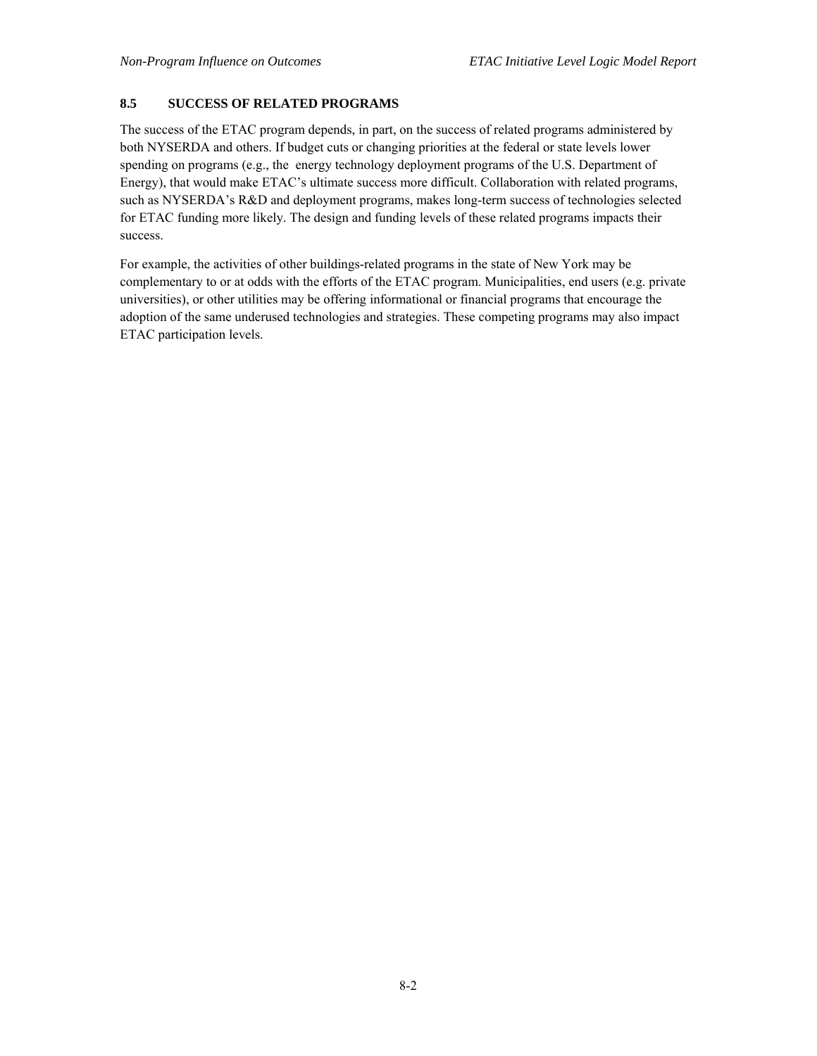### 8.5 SUCCESS OF RELATED PROGRAMS

The success of the ETAC program depends, in part, on the success of related programs administered by both NYSERDA and others. If budget cuts or changing priorities at the federal or state levels lower spending on programs (e.g., the energy technology deployment programs of the U.S. Department of Energy), that would make ETAC's ultimate success more difficult. Collaboration with related programs, such as NYSERDA's R&D and deployment programs, makes long-term success of technologies selected for ETAC funding more likely. The design and funding levels of these related programs impacts their success.

For example, the activities of other buildings-related programs in the state of New York may be complementary to or at odds with the efforts of the ETAC program. Municipalities, end users (e.g. private universities), or other utilities may be offering informational or financial programs that encourage the adoption of the same underused technologies and strategies. These competing programs may also impact ETAC participation levels.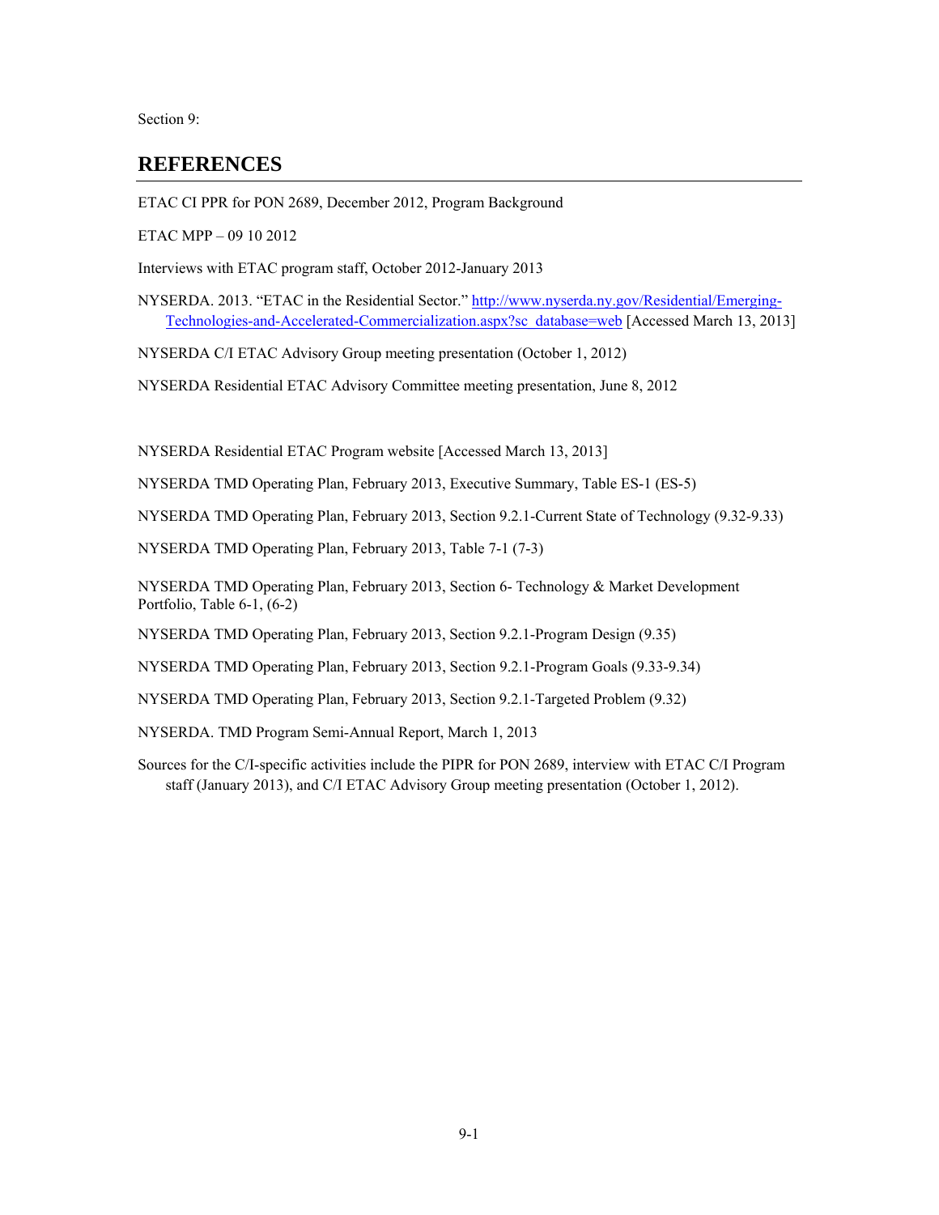Section 9:

# REFERENCES

ETAC CI PPR for PON 2689, December 2012, Program Background

ETAC MPP – 09 10 2012

Interviews with ETAC program staff, October 2012-January 2013

NYSERDA. 2013. "ETAC in the Residential Sector." http://www.nyserda.ny.gov/Residential/Emerging-Technologies-and-Accelerated-Commercialization.aspx?sc_database=web [Accessed March 13, 2013]

NYSERDA C/I ETAC Advisory Group meeting presentation (October 1, 2012)

NYSERDA Residential ETAC Advisory Committee meeting presentation, June 8, 2012

NYSERDA Residential ETAC Program website [Accessed March 13, 2013]

NYSERDA TMD Operating Plan, February 2013, Executive Summary, Table ES-1 (ES-5)

NYSERDA TMD Operating Plan, February 2013, Section 9.2.1-Current State of Technology (9.32-9.33)

NYSERDA TMD Operating Plan, February 2013, Table 7-1 (7-3)

NYSERDA TMD Operating Plan, February 2013, Section 6- Technology & Market Development Portfolio, Table 6-1, (6-2)

NYSERDA TMD Operating Plan, February 2013, Section 9.2.1-Program Design (9.35)

NYSERDA TMD Operating Plan, February 2013, Section 9.2.1-Program Goals (9.33-9.34)

NYSERDA TMD Operating Plan, February 2013, Section 9.2.1-Targeted Problem (9.32)

NYSERDA. TMD Program Semi-Annual Report, March 1, 2013

Sources for the C/I-specific activities include the PIPR for PON 2689, interview with ETAC C/I Program staff (January 2013), and C/I ETAC Advisory Group meeting presentation (October 1, 2012).